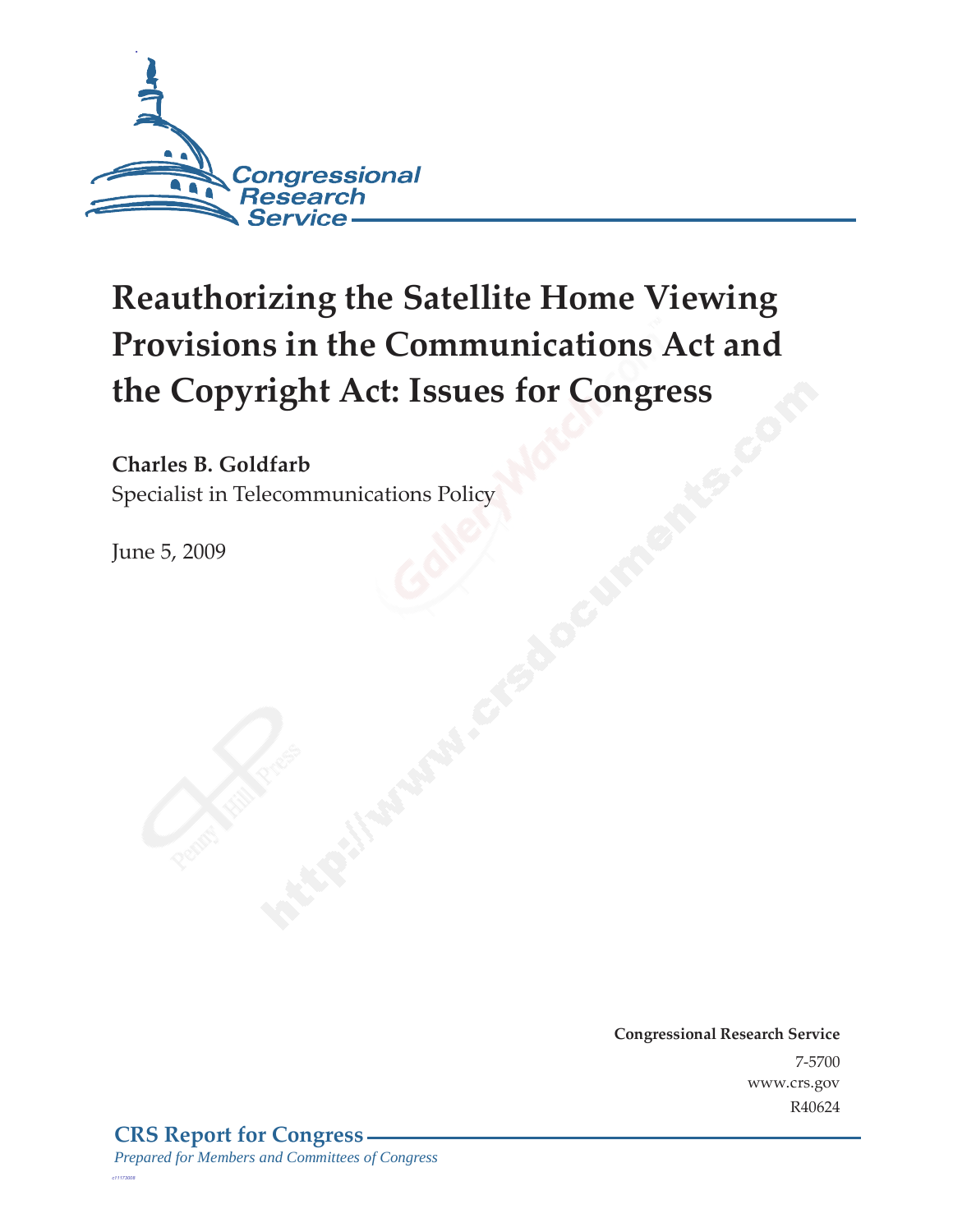# Reauthorizing the Satellite Home Viewing Provisions in the Communications Act and the Copyright Act: Issues for Congress

**Charles B. Goldfarb**
Specialist in Telecommunications Policy

June 5, 2009

**Congressional Research Service**
7-5700
www.crs.gov
R40624

**CRS Report for Congress**
*Prepared for Members and Committees of Congress*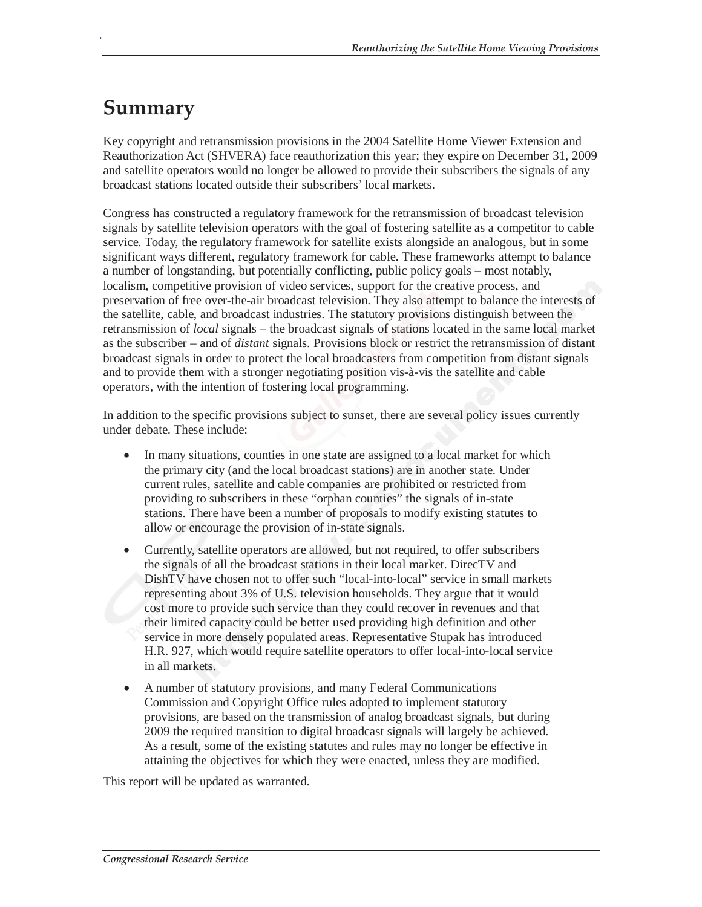# Summary

Key copyright and retransmission provisions in the 2004 Satellite Home Viewer Extension and Reauthorization Act (SHVERA) face reauthorization this year; they expire on December 31, 2009 and satellite operators would no longer be allowed to provide their subscribers the signals of any broadcast stations located outside their subscribers' local markets.

Congress has constructed a regulatory framework for the retransmission of broadcast television signals by satellite television operators with the goal of fostering satellite as a competitor to cable service. Today, the regulatory framework for satellite exists alongside an analogous, but in some significant ways different, regulatory framework for cable. These frameworks attempt to balance a number of longstanding, but potentially conflicting, public policy goals – most notably, localism, competitive provision of video services, support for the creative process, and preservation of free over-the-air broadcast television. They also attempt to balance the interests of the satellite, cable, and broadcast industries. The statutory provisions distinguish between the retransmission of *local* signals – the broadcast signals of stations located in the same local market as the subscriber – and of *distant* signals. Provisions block or restrict the retransmission of distant broadcast signals in order to protect the local broadcasters from competition from distant signals and to provide them with a stronger negotiating position vis-à-vis the satellite and cable operators, with the intention of fostering local programming.

In addition to the specific provisions subject to sunset, there are several policy issues currently under debate. These include:

- In many situations, counties in one state are assigned to a local market for which the primary city (and the local broadcast stations) are in another state. Under current rules, satellite and cable companies are prohibited or restricted from providing to subscribers in these "orphan counties" the signals of in-state stations. There have been a number of proposals to modify existing statutes to allow or encourage the provision of in-state signals.
- Currently, satellite operators are allowed, but not required, to offer subscribers the signals of all the broadcast stations in their local market. DirecTV and DishTV have chosen not to offer such "local-into-local" service in small markets representing about 3% of U.S. television households. They argue that it would cost more to provide such service than they could recover in revenues and that their limited capacity could be better used providing high definition and other service in more densely populated areas. Representative Stupak has introduced H.R. 927, which would require satellite operators to offer local-into-local service in all markets.
- A number of statutory provisions, and many Federal Communications Commission and Copyright Office rules adopted to implement statutory provisions, are based on the transmission of analog broadcast signals, but during 2009 the required transition to digital broadcast signals will largely be achieved. As a result, some of the existing statutes and rules may no longer be effective in attaining the objectives for which they were enacted, unless they are modified.

This report will be updated as warranted.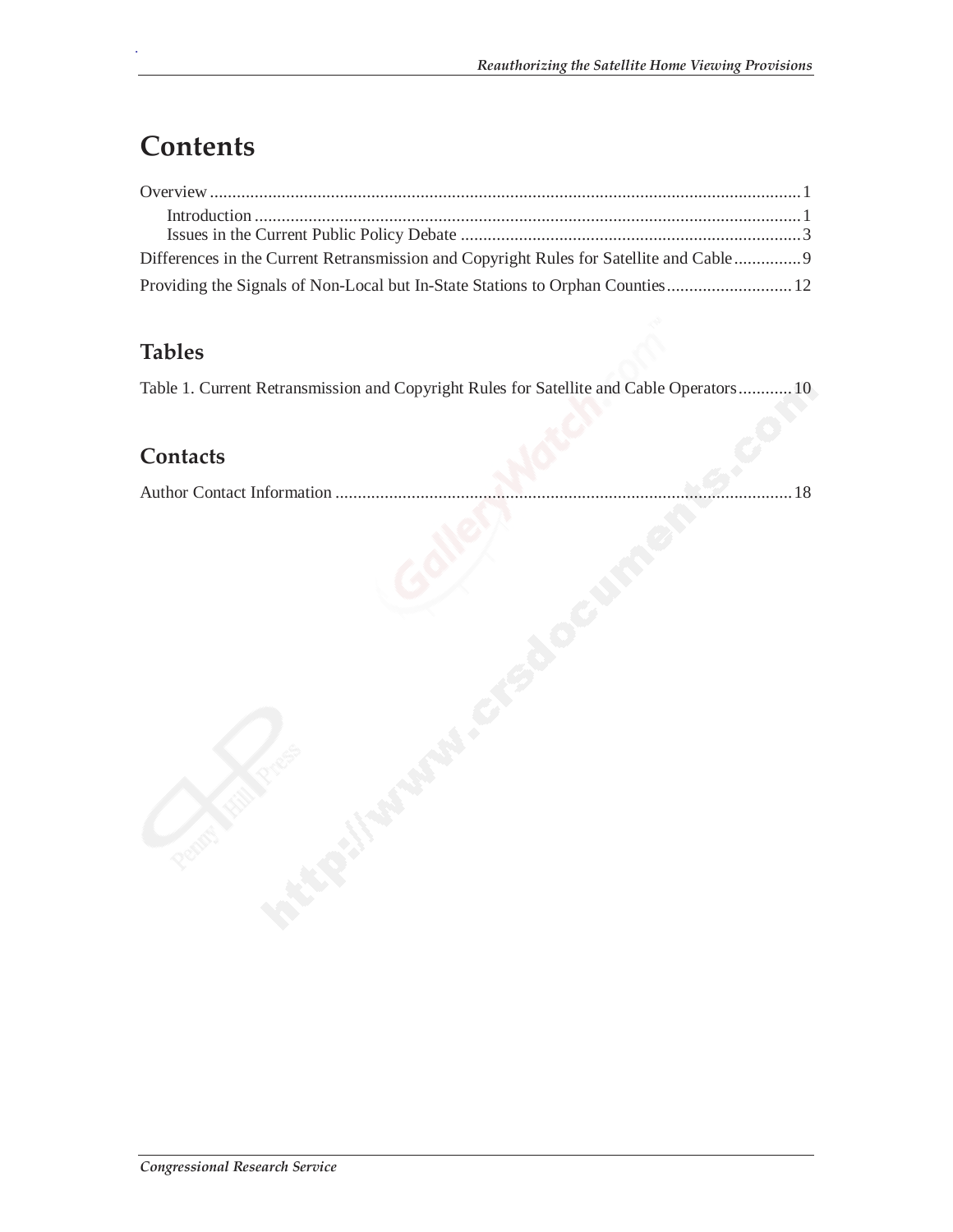# Contents

Overview ........................................................................................................................................ 1

Introduction ............................................................................................................................... 1

Issues in the Current Public Policy Debate ............................................................................... 3

Differences in the Current Retransmission and Copyright Rules for Satellite and Cable ............... 9

Providing the Signals of Non-Local but In-State Stations to Orphan Counties ............................ 12

## Tables

Table 1. Current Retransmission and Copyright Rules for Satellite and Cable Operators ............ 10

## Contacts

Author Contact Information ....................................................................................................... 18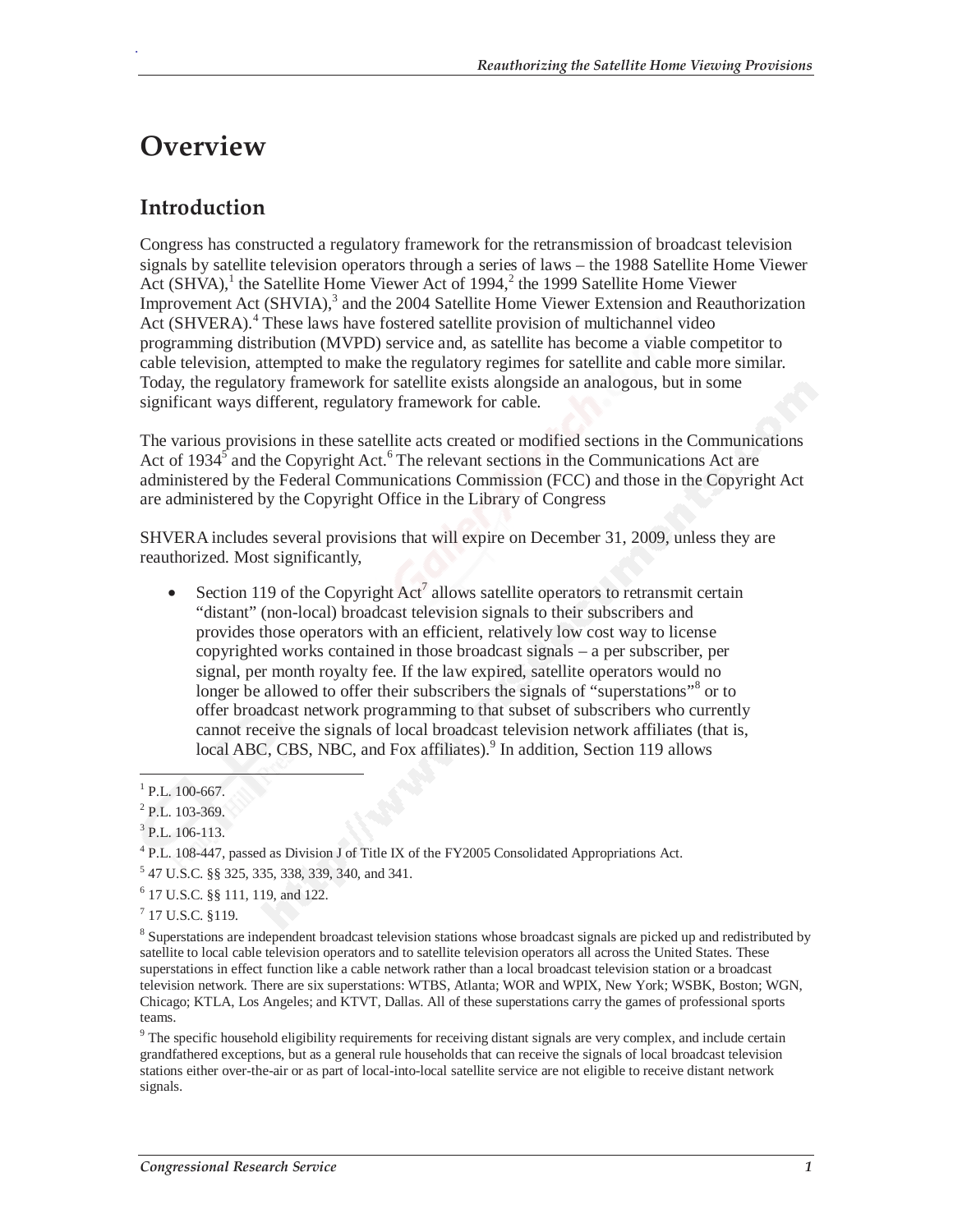# Overview

## Introduction

Congress has constructed a regulatory framework for the retransmission of broadcast television signals by satellite television operators through a series of laws – the 1988 Satellite Home Viewer Act (SHVA),[1] the Satellite Home Viewer Act of 1994,[2] the 1999 Satellite Home Viewer Improvement Act (SHVIA),[3] and the 2004 Satellite Home Viewer Extension and Reauthorization Act (SHVERA).[4] These laws have fostered satellite provision of multichannel video programming distribution (MVPD) service and, as satellite has become a viable competitor to cable television, attempted to make the regulatory regimes for satellite and cable more similar. Today, the regulatory framework for satellite exists alongside an analogous, but in some significant ways different, regulatory framework for cable.

The various provisions in these satellite acts created or modified sections in the Communications Act of 1934[5] and the Copyright Act.[6] The relevant sections in the Communications Act are administered by the Federal Communications Commission (FCC) and those in the Copyright Act are administered by the Copyright Office in the Library of Congress

SHVERA includes several provisions that will expire on December 31, 2009, unless they are reauthorized. Most significantly,

- Section 119 of the Copyright Act[7] allows satellite operators to retransmit certain "distant" (non-local) broadcast television signals to their subscribers and provides those operators with an efficient, relatively low cost way to license copyrighted works contained in those broadcast signals – a per subscriber, per signal, per month royalty fee. If the law expired, satellite operators would no longer be allowed to offer their subscribers the signals of "superstations"[8] or to offer broadcast network programming to that subset of subscribers who currently cannot receive the signals of local broadcast television network affiliates (that is, local ABC, CBS, NBC, and Fox affiliates).[9] In addition, Section 119 allows

[1] P.L. 100-667.

[2] P.L. 103-369.

[3] P.L. 106-113.

[4] P.L. 108-447, passed as Division J of Title IX of the FY2005 Consolidated Appropriations Act.

[5] 47 U.S.C. §§ 325, 335, 338, 339, 340, and 341.

[6] 17 U.S.C. §§ 111, 119, and 122.

[7] 17 U.S.C. §119.

[8] Superstations are independent broadcast television stations whose broadcast signals are picked up and redistributed by satellite to local cable television operators and to satellite television operators all across the United States. These superstations in effect function like a cable network rather than a local broadcast television station or a broadcast television network. There are six superstations: WTBS, Atlanta; WOR and WPIX, New York; WSBK, Boston; WGN, Chicago; KTLA, Los Angeles; and KTVT, Dallas. All of these superstations carry the games of professional sports teams.

[9] The specific household eligibility requirements for receiving distant signals are very complex, and include certain grandfathered exceptions, but as a general rule households that can receive the signals of local broadcast television stations either over-the-air or as part of local-into-local satellite service are not eligible to receive distant network signals.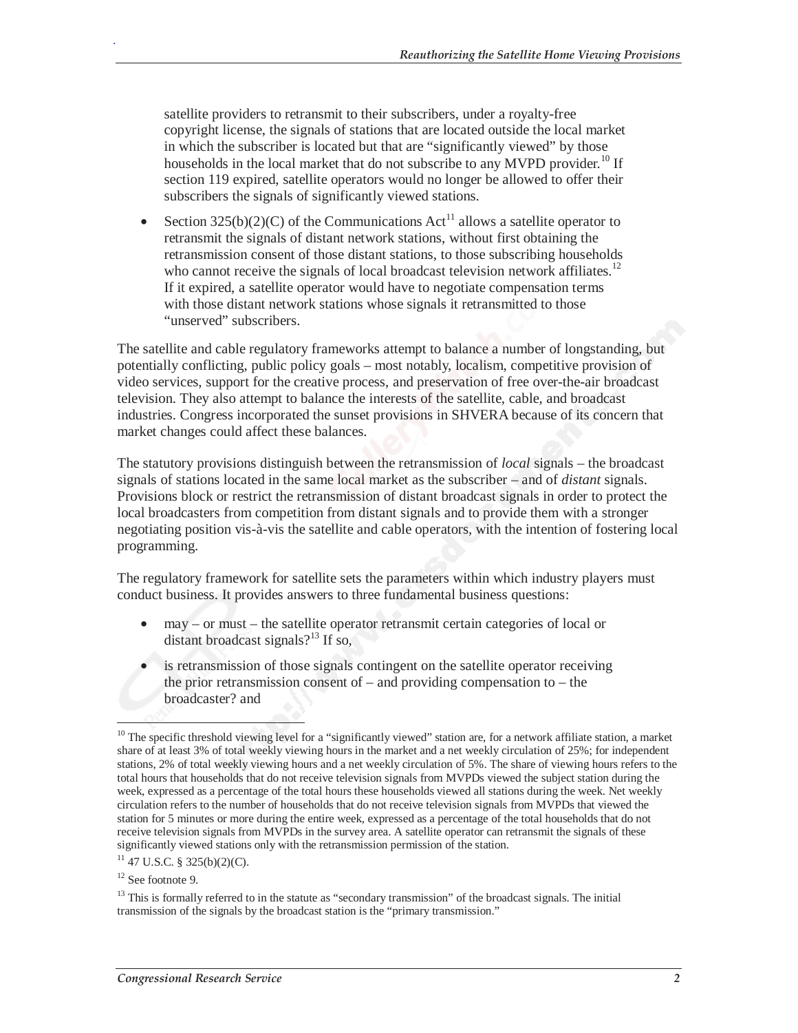satellite providers to retransmit to their subscribers, under a royalty-free copyright license, the signals of stations that are located outside the local market in which the subscriber is located but that are "significantly viewed" by those households in the local market that do not subscribe to any MVPD provider.[10] If section 119 expired, satellite operators would no longer be allowed to offer their subscribers the signals of significantly viewed stations.

- Section 325(b)(2)(C) of the Communications Act[11] allows a satellite operator to retransmit the signals of distant network stations, without first obtaining the retransmission consent of those distant stations, to those subscribing households who cannot receive the signals of local broadcast television network affiliates.[12] If it expired, a satellite operator would have to negotiate compensation terms with those distant network stations whose signals it retransmitted to those "unserved" subscribers.

The satellite and cable regulatory frameworks attempt to balance a number of longstanding, but potentially conflicting, public policy goals – most notably, localism, competitive provision of video services, support for the creative process, and preservation of free over-the-air broadcast television. They also attempt to balance the interests of the satellite, cable, and broadcast industries. Congress incorporated the sunset provisions in SHVERA because of its concern that market changes could affect these balances.

The statutory provisions distinguish between the retransmission of *local* signals – the broadcast signals of stations located in the same local market as the subscriber – and of *distant* signals. Provisions block or restrict the retransmission of distant broadcast signals in order to protect the local broadcasters from competition from distant signals and to provide them with a stronger negotiating position vis-à-vis the satellite and cable operators, with the intention of fostering local programming.

The regulatory framework for satellite sets the parameters within which industry players must conduct business. It provides answers to three fundamental business questions:

- may – or must – the satellite operator retransmit certain categories of local or distant broadcast signals?[13] If so,
- is retransmission of those signals contingent on the satellite operator receiving the prior retransmission consent of – and providing compensation to – the broadcaster? and

---

[10] The specific threshold viewing level for a "significantly viewed" station are, for a network affiliate station, a market share of at least 3% of total weekly viewing hours in the market and a net weekly circulation of 25%; for independent stations, 2% of total weekly viewing hours and a net weekly circulation of 5%. The share of viewing hours refers to the total hours that households that do not receive television signals from MVPDs viewed the subject station during the week, expressed as a percentage of the total hours these households viewed all stations during the week. Net weekly circulation refers to the number of households that do not receive television signals from MVPDs that viewed the station for 5 minutes or more during the entire week, expressed as a percentage of the total households that do not receive television signals from MVPDs in the survey area. A satellite operator can retransmit the signals of these significantly viewed stations only with the retransmission permission of the station.

[11] 47 U.S.C. § 325(b)(2)(C).

[12] See footnote 9.

[13] This is formally referred to in the statute as "secondary transmission" of the broadcast signals. The initial transmission of the signals by the broadcast station is the "primary transmission."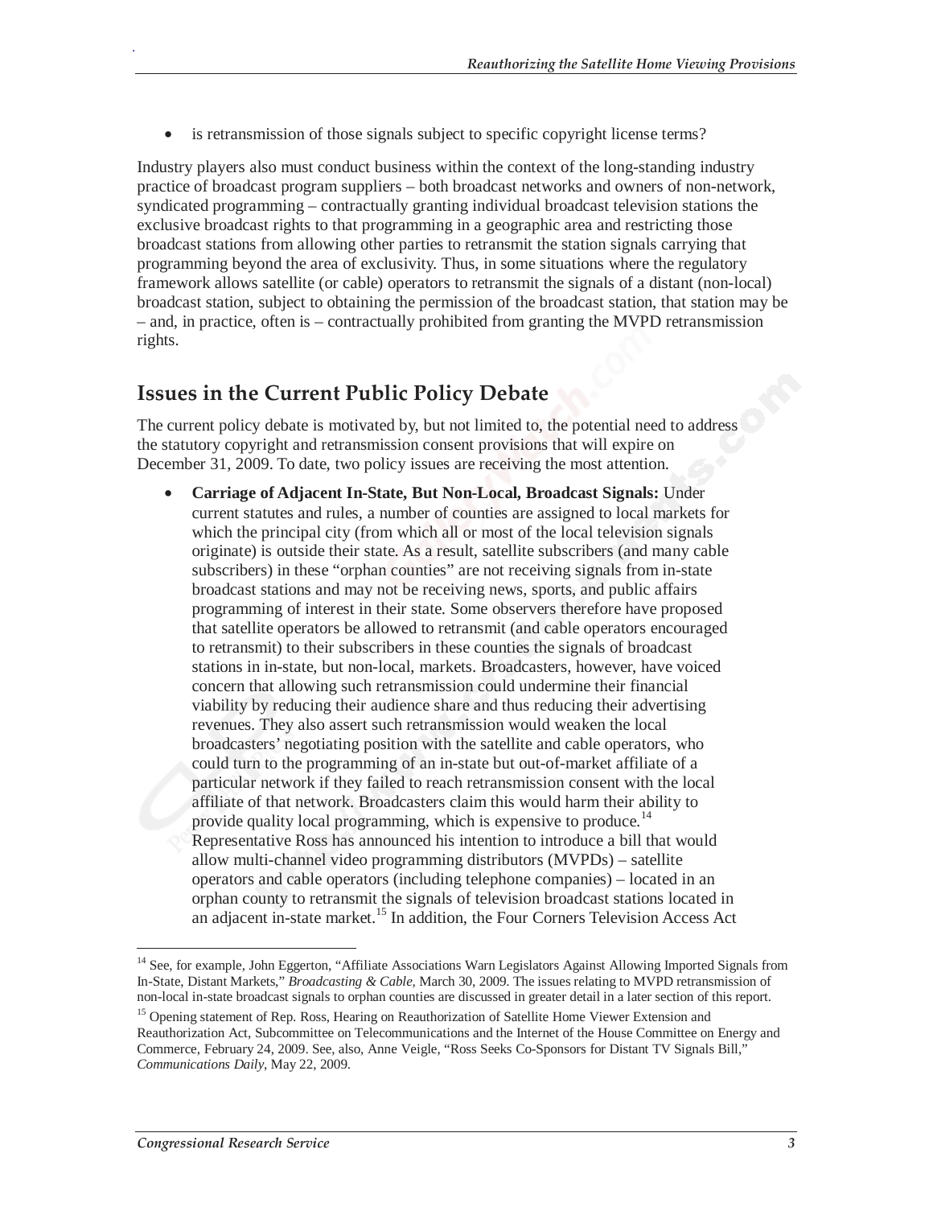- is retransmission of those signals subject to specific copyright license terms?

Industry players also must conduct business within the context of the long-standing industry practice of broadcast program suppliers – both broadcast networks and owners of non-network, syndicated programming – contractually granting individual broadcast television stations the exclusive broadcast rights to that programming in a geographic area and restricting those broadcast stations from allowing other parties to retransmit the station signals carrying that programming beyond the area of exclusivity. Thus, in some situations where the regulatory framework allows satellite (or cable) operators to retransmit the signals of a distant (non-local) broadcast station, subject to obtaining the permission of the broadcast station, that station may be – and, in practice, often is – contractually prohibited from granting the MVPD retransmission rights.

## Issues in the Current Public Policy Debate

The current policy debate is motivated by, but not limited to, the potential need to address the statutory copyright and retransmission consent provisions that will expire on December 31, 2009. To date, two policy issues are receiving the most attention.

- **Carriage of Adjacent In-State, But Non-Local, Broadcast Signals:** Under current statutes and rules, a number of counties are assigned to local markets for which the principal city (from which all or most of the local television signals originate) is outside their state. As a result, satellite subscribers (and many cable subscribers) in these "orphan counties" are not receiving signals from in-state broadcast stations and may not be receiving news, sports, and public affairs programming of interest in their state. Some observers therefore have proposed that satellite operators be allowed to retransmit (and cable operators encouraged to retransmit) to their subscribers in these counties the signals of broadcast stations in in-state, but non-local, markets. Broadcasters, however, have voiced concern that allowing such retransmission could undermine their financial viability by reducing their audience share and thus reducing their advertising revenues. They also assert such retransmission would weaken the local broadcasters' negotiating position with the satellite and cable operators, who could turn to the programming of an in-state but out-of-market affiliate of a particular network if they failed to reach retransmission consent with the local affiliate of that network. Broadcasters claim this would harm their ability to provide quality local programming, which is expensive to produce.[14] Representative Ross has announced his intention to introduce a bill that would allow multi-channel video programming distributors (MVPDs) – satellite operators and cable operators (including telephone companies) – located in an orphan county to retransmit the signals of television broadcast stations located in an adjacent in-state market.[15] In addition, the Four Corners Television Access Act

---

[14] See, for example, John Eggerton, "Affiliate Associations Warn Legislators Against Allowing Imported Signals from In-State, Distant Markets," *Broadcasting & Cable*, March 30, 2009. The issues relating to MVPD retransmission of non-local in-state broadcast signals to orphan counties are discussed in greater detail in a later section of this report.

[15] Opening statement of Rep. Ross, Hearing on Reauthorization of Satellite Home Viewer Extension and Reauthorization Act, Subcommittee on Telecommunications and the Internet of the House Committee on Energy and Commerce, February 24, 2009. See, also, Anne Veigle, "Ross Seeks Co-Sponsors for Distant TV Signals Bill," *Communications Daily*, May 22, 2009.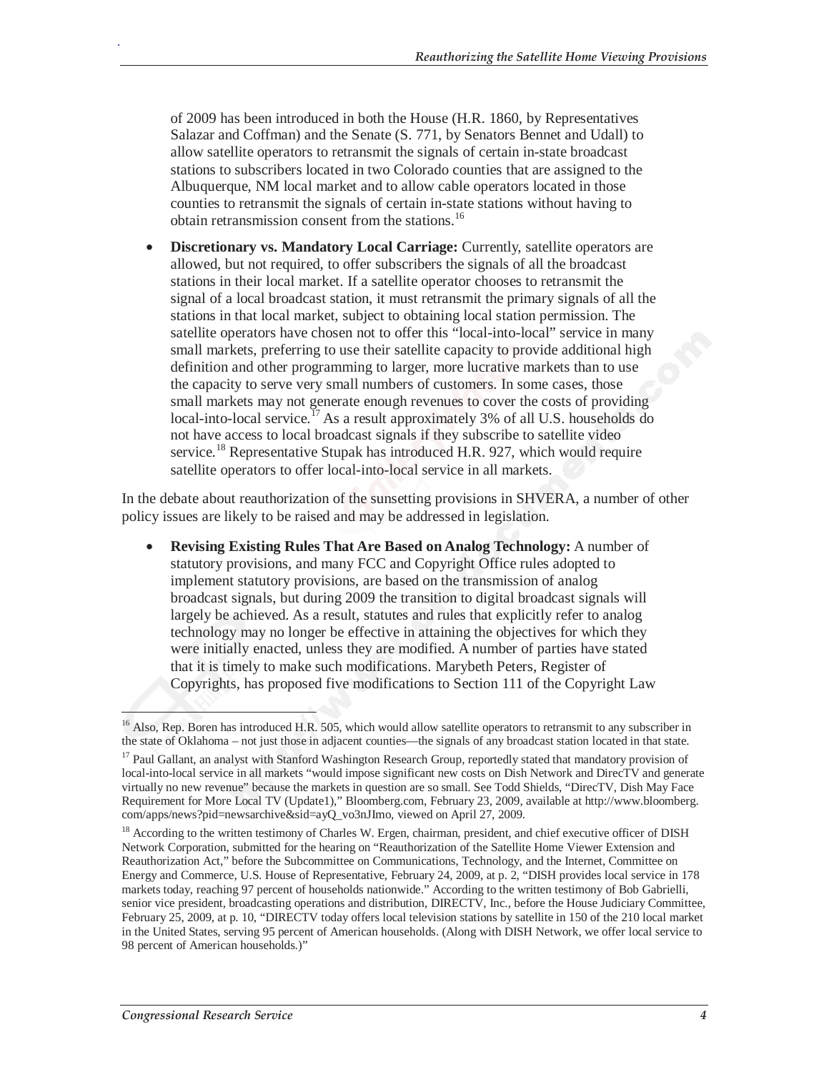of 2009 has been introduced in both the House (H.R. 1860, by Representatives Salazar and Coffman) and the Senate (S. 771, by Senators Bennet and Udall) to allow satellite operators to retransmit the signals of certain in-state broadcast stations to subscribers located in two Colorado counties that are assigned to the Albuquerque, NM local market and to allow cable operators located in those counties to retransmit the signals of certain in-state stations without having to obtain retransmission consent from the stations.[16]

- **Discretionary vs. Mandatory Local Carriage:** Currently, satellite operators are allowed, but not required, to offer subscribers the signals of all the broadcast stations in their local market. If a satellite operator chooses to retransmit the signal of a local broadcast station, it must retransmit the primary signals of all the stations in that local market, subject to obtaining local station permission. The satellite operators have chosen not to offer this "local-into-local" service in many small markets, preferring to use their satellite capacity to provide additional high definition and other programming to larger, more lucrative markets than to use the capacity to serve very small numbers of customers. In some cases, those small markets may not generate enough revenues to cover the costs of providing local-into-local service.[17] As a result approximately 3% of all U.S. households do not have access to local broadcast signals if they subscribe to satellite video service.[18] Representative Stupak has introduced H.R. 927, which would require satellite operators to offer local-into-local service in all markets.

In the debate about reauthorization of the sunsetting provisions in SHVERA, a number of other policy issues are likely to be raised and may be addressed in legislation.

- **Revising Existing Rules That Are Based on Analog Technology:** A number of statutory provisions, and many FCC and Copyright Office rules adopted to implement statutory provisions, are based on the transmission of analog broadcast signals, but during 2009 the transition to digital broadcast signals will largely be achieved. As a result, statutes and rules that explicitly refer to analog technology may no longer be effective in attaining the objectives for which they were initially enacted, unless they are modified. A number of parties have stated that it is timely to make such modifications. Marybeth Peters, Register of Copyrights, has proposed five modifications to Section 111 of the Copyright Law

---

[16] Also, Rep. Boren has introduced H.R. 505, which would allow satellite operators to retransmit to any subscriber in the state of Oklahoma – not just those in adjacent counties—the signals of any broadcast station located in that state.

[17] Paul Gallant, an analyst with Stanford Washington Research Group, reportedly stated that mandatory provision of local-into-local service in all markets "would impose significant new costs on Dish Network and DirecTV and generate virtually no new revenue" because the markets in question are so small. See Todd Shields, "DirecTV, Dish May Face Requirement for More Local TV (Update1)," Bloomberg.com, February 23, 2009, available at http://www.bloomberg.com/apps/news?pid=newsarchive&sid=ayQ_vo3nJImo, viewed on April 27, 2009.

[18] According to the written testimony of Charles W. Ergen, chairman, president, and chief executive officer of DISH Network Corporation, submitted for the hearing on "Reauthorization of the Satellite Home Viewer Extension and Reauthorization Act," before the Subcommittee on Communications, Technology, and the Internet, Committee on Energy and Commerce, U.S. House of Representative, February 24, 2009, at p. 2, "DISH provides local service in 178 markets today, reaching 97 percent of households nationwide." According to the written testimony of Bob Gabrielli, senior vice president, broadcasting operations and distribution, DIRECTV, Inc., before the House Judiciary Committee, February 25, 2009, at p. 10, "DIRECTV today offers local television stations by satellite in 150 of the 210 local market in the United States, serving 95 percent of American households. (Along with DISH Network, we offer local service to 98 percent of American households.)"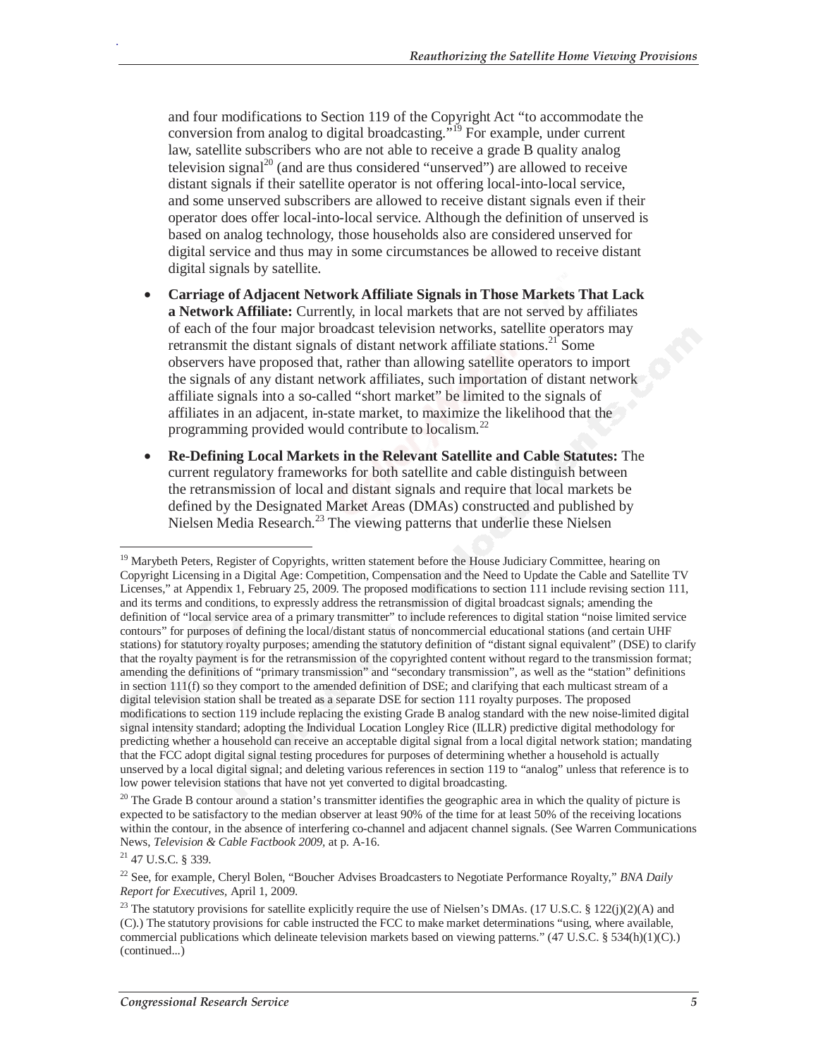and four modifications to Section 119 of the Copyright Act "to accommodate the conversion from analog to digital broadcasting."[19] For example, under current law, satellite subscribers who are not able to receive a grade B quality analog television signal[20] (and are thus considered "unserved") are allowed to receive distant signals if their satellite operator is not offering local-into-local service, and some unserved subscribers are allowed to receive distant signals even if their operator does offer local-into-local service. Although the definition of unserved is based on analog technology, those households also are considered unserved for digital service and thus may in some circumstances be allowed to receive distant digital signals by satellite.

- **Carriage of Adjacent Network Affiliate Signals in Those Markets That Lack a Network Affiliate:** Currently, in local markets that are not served by affiliates of each of the four major broadcast television networks, satellite operators may retransmit the distant signals of distant network affiliate stations.[21] Some observers have proposed that, rather than allowing satellite operators to import the signals of any distant network affiliates, such importation of distant network affiliate signals into a so-called "short market" be limited to the signals of affiliates in an adjacent, in-state market, to maximize the likelihood that the programming provided would contribute to localism.[22]
- **Re-Defining Local Markets in the Relevant Satellite and Cable Statutes:** The current regulatory frameworks for both satellite and cable distinguish between the retransmission of local and distant signals and require that local markets be defined by the Designated Market Areas (DMAs) constructed and published by Nielsen Media Research.[23] The viewing patterns that underlie these Nielsen

---

[19] Marybeth Peters, Register of Copyrights, written statement before the House Judiciary Committee, hearing on Copyright Licensing in a Digital Age: Competition, Compensation and the Need to Update the Cable and Satellite TV Licenses," at Appendix 1, February 25, 2009. The proposed modifications to section 111 include revising section 111, and its terms and conditions, to expressly address the retransmission of digital broadcast signals; amending the definition of "local service area of a primary transmitter" to include references to digital station "noise limited service contours" for purposes of defining the local/distant status of noncommercial educational stations (and certain UHF stations) for statutory royalty purposes; amending the statutory definition of "distant signal equivalent" (DSE) to clarify that the royalty payment is for the retransmission of the copyrighted content without regard to the transmission format; amending the definitions of "primary transmission" and "secondary transmission", as well as the "station" definitions in section 111(f) so they comport to the amended definition of DSE; and clarifying that each multicast stream of a digital television station shall be treated as a separate DSE for section 111 royalty purposes. The proposed modifications to section 119 include replacing the existing Grade B analog standard with the new noise-limited digital signal intensity standard; adopting the Individual Location Longley Rice (ILLR) predictive digital methodology for predicting whether a household can receive an acceptable digital signal from a local digital network station; mandating that the FCC adopt digital signal testing procedures for purposes of determining whether a household is actually unserved by a local digital signal; and deleting various references in section 119 to "analog" unless that reference is to low power television stations that have not yet converted to digital broadcasting.

[20] The Grade B contour around a station's transmitter identifies the geographic area in which the quality of picture is expected to be satisfactory to the median observer at least 90% of the time for at least 50% of the receiving locations within the contour, in the absence of interfering co-channel and adjacent channel signals. (See Warren Communications News, *Television & Cable Factbook 2009*, at p. A-16.

[21] 47 U.S.C. § 339.

[22] See, for example, Cheryl Bolen, "Boucher Advises Broadcasters to Negotiate Performance Royalty," *BNA Daily Report for Executives*, April 1, 2009.

[23] The statutory provisions for satellite explicitly require the use of Nielsen's DMAs. (17 U.S.C. § 122(j)(2)(A) and (C).) The statutory provisions for cable instructed the FCC to make market determinations "using, where available, commercial publications which delineate television markets based on viewing patterns." (47 U.S.C. § 534(h)(1)(C).) (continued...)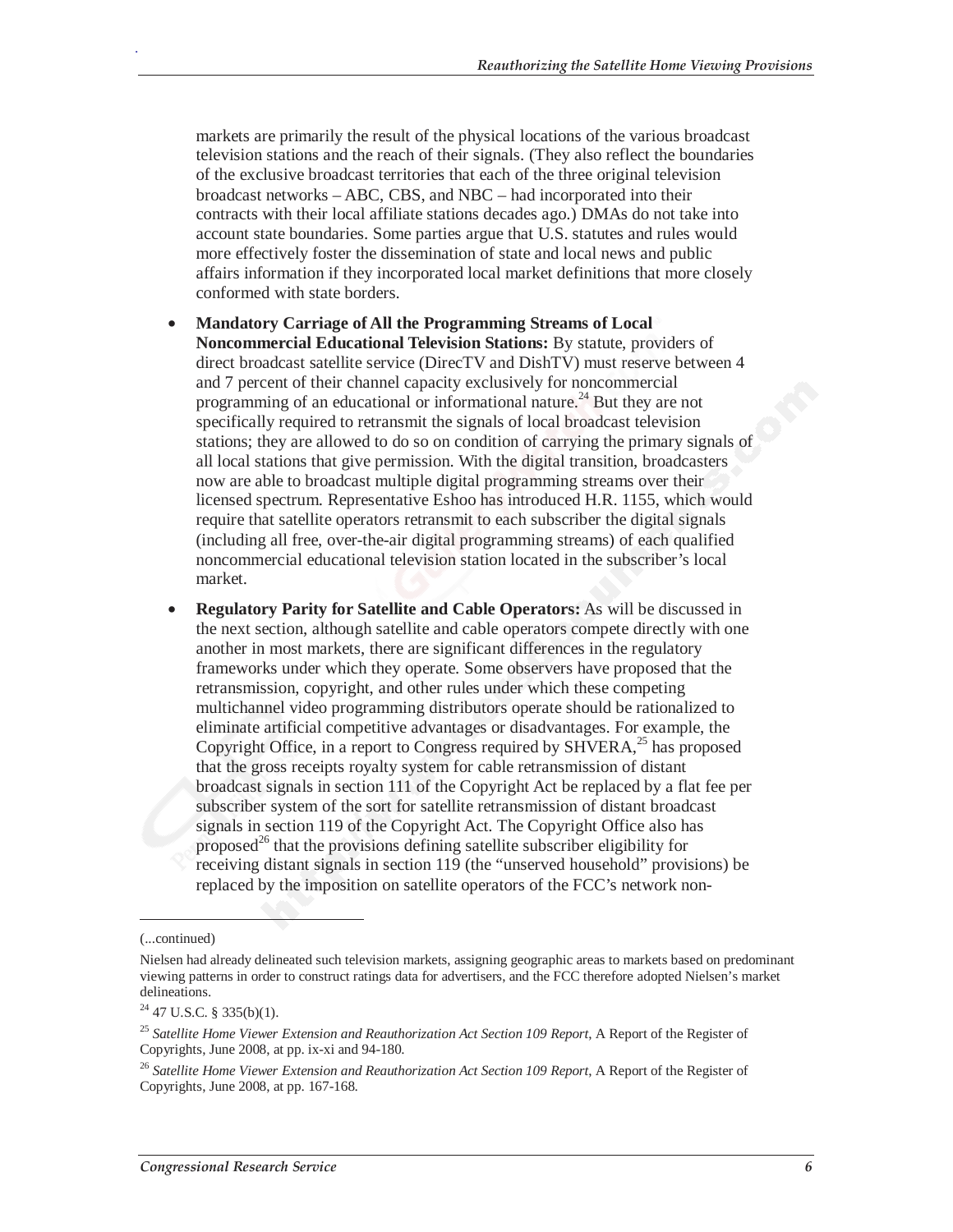markets are primarily the result of the physical locations of the various broadcast television stations and the reach of their signals. (They also reflect the boundaries of the exclusive broadcast territories that each of the three original television broadcast networks – ABC, CBS, and NBC – had incorporated into their contracts with their local affiliate stations decades ago.) DMAs do not take into account state boundaries. Some parties argue that U.S. statutes and rules would more effectively foster the dissemination of state and local news and public affairs information if they incorporated local market definitions that more closely conformed with state borders.

- **Mandatory Carriage of All the Programming Streams of Local Noncommercial Educational Television Stations:** By statute, providers of direct broadcast satellite service (DirecTV and DishTV) must reserve between 4 and 7 percent of their channel capacity exclusively for noncommercial programming of an educational or informational nature.[24] But they are not specifically required to retransmit the signals of local broadcast television stations; they are allowed to do so on condition of carrying the primary signals of all local stations that give permission. With the digital transition, broadcasters now are able to broadcast multiple digital programming streams over their licensed spectrum. Representative Eshoo has introduced H.R. 1155, which would require that satellite operators retransmit to each subscriber the digital signals (including all free, over-the-air digital programming streams) of each qualified noncommercial educational television station located in the subscriber's local market.
- **Regulatory Parity for Satellite and Cable Operators:** As will be discussed in the next section, although satellite and cable operators compete directly with one another in most markets, there are significant differences in the regulatory frameworks under which they operate. Some observers have proposed that the retransmission, copyright, and other rules under which these competing multichannel video programming distributors operate should be rationalized to eliminate artificial competitive advantages or disadvantages. For example, the Copyright Office, in a report to Congress required by SHVERA,[25] has proposed that the gross receipts royalty system for cable retransmission of distant broadcast signals in section 111 of the Copyright Act be replaced by a flat fee per subscriber system of the sort for satellite retransmission of distant broadcast signals in section 119 of the Copyright Act. The Copyright Office also has proposed[26] that the provisions defining satellite subscriber eligibility for receiving distant signals in section 119 (the "unserved household" provisions) be replaced by the imposition on satellite operators of the FCC's network non-

---

(...continued)

Nielsen had already delineated such television markets, assigning geographic areas to markets based on predominant viewing patterns in order to construct ratings data for advertisers, and the FCC therefore adopted Nielsen's market delineations.

[24] 47 U.S.C. § 335(b)(1).

[25] *Satellite Home Viewer Extension and Reauthorization Act Section 109 Report*, A Report of the Register of Copyrights, June 2008, at pp. ix-xi and 94-180.

[26] *Satellite Home Viewer Extension and Reauthorization Act Section 109 Report*, A Report of the Register of Copyrights, June 2008, at pp. 167-168.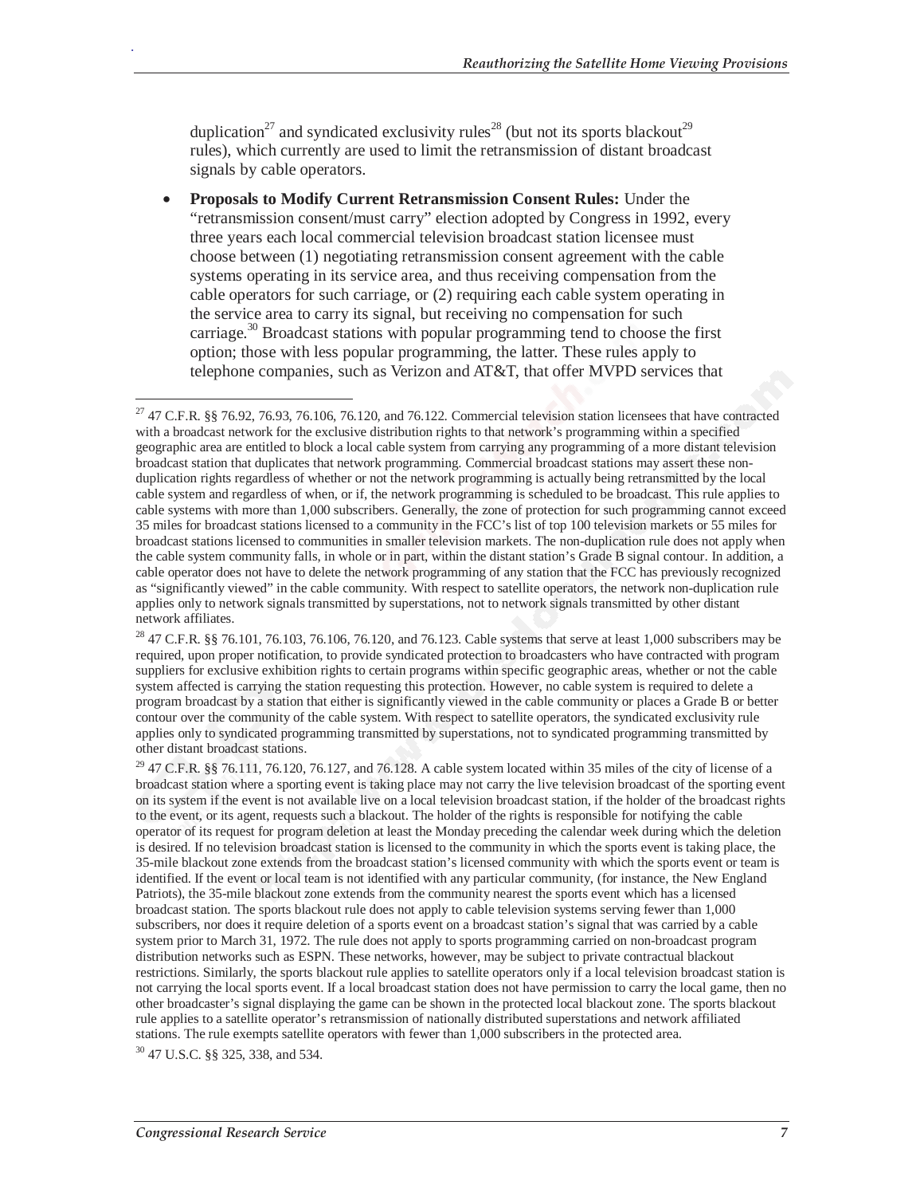duplication[27] and syndicated exclusivity rules[28] (but not its sports blackout[29] rules), which currently are used to limit the retransmission of distant broadcast signals by cable operators.

- **Proposals to Modify Current Retransmission Consent Rules:** Under the "retransmission consent/must carry" election adopted by Congress in 1992, every three years each local commercial television broadcast station licensee must choose between (1) negotiating retransmission consent agreement with the cable systems operating in its service area, and thus receiving compensation from the cable operators for such carriage, or (2) requiring each cable system operating in the service area to carry its signal, but receiving no compensation for such carriage.[30] Broadcast stations with popular programming tend to choose the first option; those with less popular programming, the latter. These rules apply to telephone companies, such as Verizon and AT&T, that offer MVPD services that

---

[27] 47 C.F.R. §§ 76.92, 76.93, 76.106, 76.120, and 76.122. Commercial television station licensees that have contracted with a broadcast network for the exclusive distribution rights to that network's programming within a specified geographic area are entitled to block a local cable system from carrying any programming of a more distant television broadcast station that duplicates that network programming. Commercial broadcast stations may assert these non-duplication rights regardless of whether or not the network programming is actually being retransmitted by the local cable system and regardless of when, or if, the network programming is scheduled to be broadcast. This rule applies to cable systems with more than 1,000 subscribers. Generally, the zone of protection for such programming cannot exceed 35 miles for broadcast stations licensed to a community in the FCC's list of top 100 television markets or 55 miles for broadcast stations licensed to communities in smaller television markets. The non-duplication rule does not apply when the cable system community falls, in whole or in part, within the distant station's Grade B signal contour. In addition, a cable operator does not have to delete the network programming of any station that the FCC has previously recognized as "significantly viewed" in the cable community. With respect to satellite operators, the network non-duplication rule applies only to network signals transmitted by superstations, not to network signals transmitted by other distant network affiliates.

[28] 47 C.F.R. §§ 76.101, 76.103, 76.106, 76.120, and 76.123. Cable systems that serve at least 1,000 subscribers may be required, upon proper notification, to provide syndicated protection to broadcasters who have contracted with program suppliers for exclusive exhibition rights to certain programs within specific geographic areas, whether or not the cable system affected is carrying the station requesting this protection. However, no cable system is required to delete a program broadcast by a station that either is significantly viewed in the cable community or places a Grade B or better contour over the community of the cable system. With respect to satellite operators, the syndicated exclusivity rule applies only to syndicated programming transmitted by superstations, not to syndicated programming transmitted by other distant broadcast stations.

[29] 47 C.F.R. §§ 76.111, 76.120, 76.127, and 76.128. A cable system located within 35 miles of the city of license of a broadcast station where a sporting event is taking place may not carry the live television broadcast of the sporting event on its system if the event is not available live on a local television broadcast station, if the holder of the broadcast rights to the event, or its agent, requests such a blackout. The holder of the rights is responsible for notifying the cable operator of its request for program deletion at least the Monday preceding the calendar week during which the deletion is desired. If no television broadcast station is licensed to the community in which the sports event is taking place, the 35-mile blackout zone extends from the broadcast station's licensed community with which the sports event or team is identified. If the event or local team is not identified with any particular community, (for instance, the New England Patriots), the 35-mile blackout zone extends from the community nearest the sports event which has a licensed broadcast station. The sports blackout rule does not apply to cable television systems serving fewer than 1,000 subscribers, nor does it require deletion of a sports event on a broadcast station's signal that was carried by a cable system prior to March 31, 1972. The rule does not apply to sports programming carried on non-broadcast program distribution networks such as ESPN. These networks, however, may be subject to private contractual blackout restrictions. Similarly, the sports blackout rule applies to satellite operators only if a local television broadcast station is not carrying the local sports event. If a local broadcast station does not have permission to carry the local game, then no other broadcaster's signal displaying the game can be shown in the protected local blackout zone. The sports blackout rule applies to a satellite operator's retransmission of nationally distributed superstations and network affiliated stations. The rule exempts satellite operators with fewer than 1,000 subscribers in the protected area.

[30] 47 U.S.C. §§ 325, 338, and 534.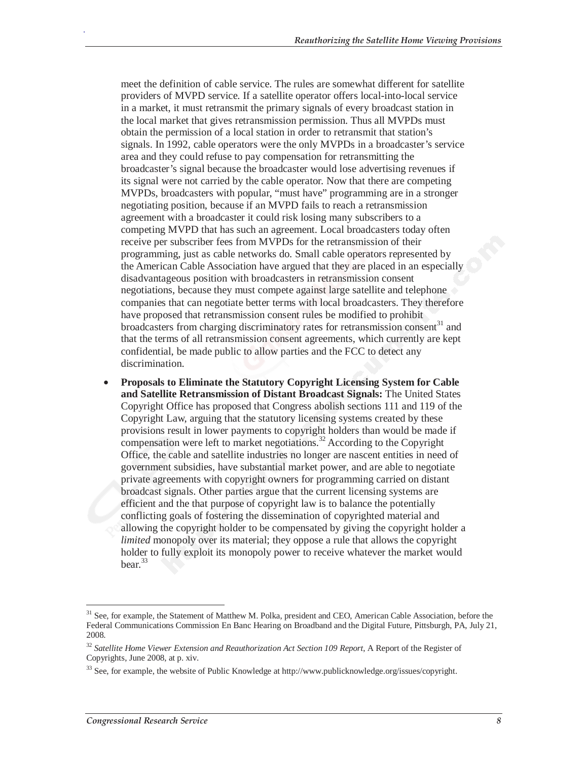meet the definition of cable service. The rules are somewhat different for satellite providers of MVPD service. If a satellite operator offers local-into-local service in a market, it must retransmit the primary signals of every broadcast station in the local market that gives retransmission permission. Thus all MVPDs must obtain the permission of a local station in order to retransmit that station's signals. In 1992, cable operators were the only MVPDs in a broadcaster's service area and they could refuse to pay compensation for retransmitting the broadcaster's signal because the broadcaster would lose advertising revenues if its signal were not carried by the cable operator. Now that there are competing MVPDs, broadcasters with popular, "must have" programming are in a stronger negotiating position, because if an MVPD fails to reach a retransmission agreement with a broadcaster it could risk losing many subscribers to a competing MVPD that has such an agreement. Local broadcasters today often receive per subscriber fees from MVPDs for the retransmission of their programming, just as cable networks do. Small cable operators represented by the American Cable Association have argued that they are placed in an especially disadvantageous position with broadcasters in retransmission consent negotiations, because they must compete against large satellite and telephone companies that can negotiate better terms with local broadcasters. They therefore have proposed that retransmission consent rules be modified to prohibit broadcasters from charging discriminatory rates for retransmission consent[31] and that the terms of all retransmission consent agreements, which currently are kept confidential, be made public to allow parties and the FCC to detect any discrimination.

- **Proposals to Eliminate the Statutory Copyright Licensing System for Cable and Satellite Retransmission of Distant Broadcast Signals:** The United States Copyright Office has proposed that Congress abolish sections 111 and 119 of the Copyright Law, arguing that the statutory licensing systems created by these provisions result in lower payments to copyright holders than would be made if compensation were left to market negotiations.[32] According to the Copyright Office, the cable and satellite industries no longer are nascent entities in need of government subsidies, have substantial market power, and are able to negotiate private agreements with copyright owners for programming carried on distant broadcast signals. Other parties argue that the current licensing systems are efficient and the that purpose of copyright law is to balance the potentially conflicting goals of fostering the dissemination of copyrighted material and allowing the copyright holder to be compensated by giving the copyright holder a *limited* monopoly over its material; they oppose a rule that allows the copyright holder to fully exploit its monopoly power to receive whatever the market would bear.[33]

---

[31] See, for example, the Statement of Matthew M. Polka, president and CEO, American Cable Association, before the Federal Communications Commission En Banc Hearing on Broadband and the Digital Future, Pittsburgh, PA, July 21, 2008.

[32] *Satellite Home Viewer Extension and Reauthorization Act Section 109 Report*, A Report of the Register of Copyrights, June 2008, at p. xiv.

[33] See, for example, the website of Public Knowledge at http://www.publicknowledge.org/issues/copyright.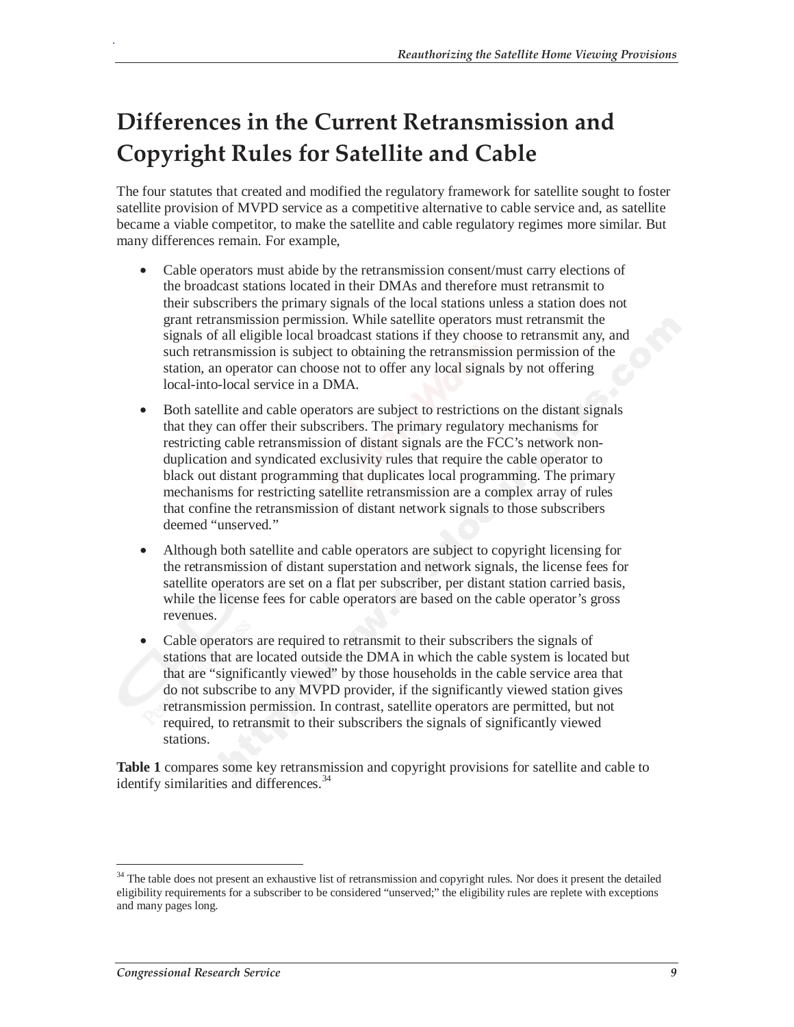# Differences in the Current Retransmission and Copyright Rules for Satellite and Cable

The four statutes that created and modified the regulatory framework for satellite sought to foster satellite provision of MVPD service as a competitive alternative to cable service and, as satellite became a viable competitor, to make the satellite and cable regulatory regimes more similar. But many differences remain. For example,

- Cable operators must abide by the retransmission consent/must carry elections of the broadcast stations located in their DMAs and therefore must retransmit to their subscribers the primary signals of the local stations unless a station does not grant retransmission permission. While satellite operators must retransmit the signals of all eligible local broadcast stations if they choose to retransmit any, and such retransmission is subject to obtaining the retransmission permission of the station, an operator can choose not to offer any local signals by not offering local-into-local service in a DMA.
- Both satellite and cable operators are subject to restrictions on the distant signals that they can offer their subscribers. The primary regulatory mechanisms for restricting cable retransmission of distant signals are the FCC's network non-duplication and syndicated exclusivity rules that require the cable operator to black out distant programming that duplicates local programming. The primary mechanisms for restricting satellite retransmission are a complex array of rules that confine the retransmission of distant network signals to those subscribers deemed "unserved."
- Although both satellite and cable operators are subject to copyright licensing for the retransmission of distant superstation and network signals, the license fees for satellite operators are set on a flat per subscriber, per distant station carried basis, while the license fees for cable operators are based on the cable operator's gross revenues.
- Cable operators are required to retransmit to their subscribers the signals of stations that are located outside the DMA in which the cable system is located but that are "significantly viewed" by those households in the cable service area that do not subscribe to any MVPD provider, if the significantly viewed station gives retransmission permission. In contrast, satellite operators are permitted, but not required, to retransmit to their subscribers the signals of significantly viewed stations.

**Table 1** compares some key retransmission and copyright provisions for satellite and cable to identify similarities and differences.[34]

---

[34] The table does not present an exhaustive list of retransmission and copyright rules. Nor does it present the detailed eligibility requirements for a subscriber to be considered "unserved;" the eligibility rules are replete with exceptions and many pages long.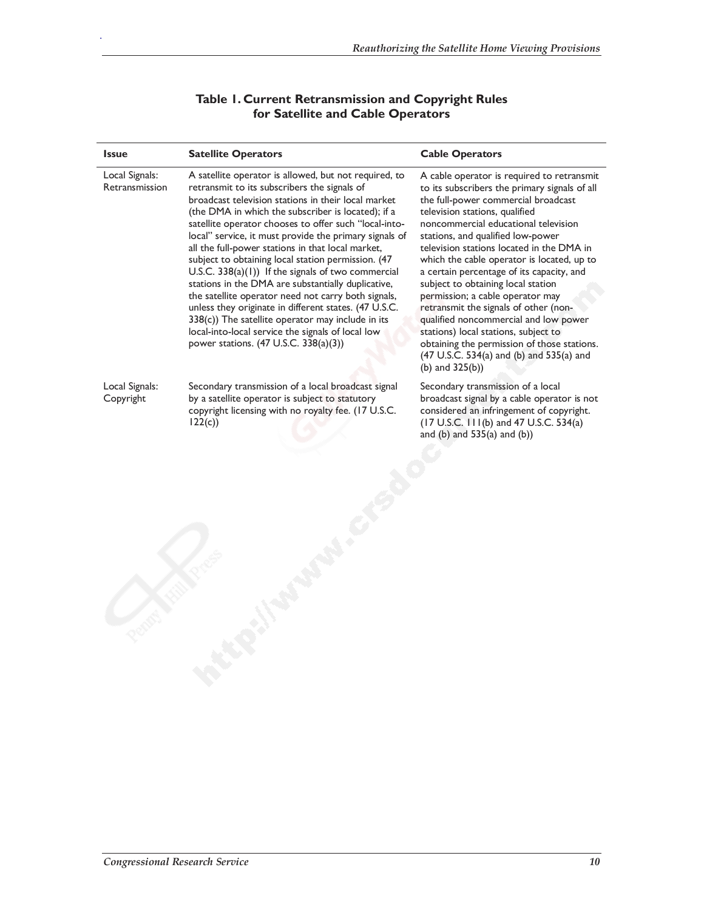**Table 1. Current Retransmission and Copyright Rules for Satellite and Cable Operators**

| Issue | Satellite Operators | Cable Operators |
|---|---|---|
| Local Signals: Retransmission | A satellite operator is allowed, but not required, to retransmit to its subscribers the signals of broadcast television stations in their local market (the DMA in which the subscriber is located); if a satellite operator chooses to offer such "local-into-local" service, it must provide the primary signals of all the full-power stations in that local market, subject to obtaining local station permission. (47 U.S.C. 338(a)(1)) If the signals of two commercial stations in the DMA are substantially duplicative, the satellite operator need not carry both signals, unless they originate in different states. (47 U.S.C. 338(c)) The satellite operator may include in its local-into-local service the signals of local low power stations. (47 U.S.C. 338(a)(3)) | A cable operator is required to retransmit to its subscribers the primary signals of all the full-power commercial broadcast television stations, qualified noncommercial educational television stations, and qualified low-power television stations located in the DMA in which the cable operator is located, up to a certain percentage of its capacity, and subject to obtaining local station permission; a cable operator may retransmit the signals of other (non-qualified noncommercial and low power stations) local stations, subject to obtaining the permission of those stations. (47 U.S.C. 534(a) and (b) and 535(a) and (b) and 325(b)) |
| Local Signals: Copyright | Secondary transmission of a local broadcast signal by a satellite operator is subject to statutory copyright licensing with no royalty fee. (17 U.S.C. 122(c)) | Secondary transmission of a local broadcast signal by a cable operator is not considered an infringement of copyright. (17 U.S.C. 111(b) and 47 U.S.C. 534(a) and (b) and 535(a) and (b)) |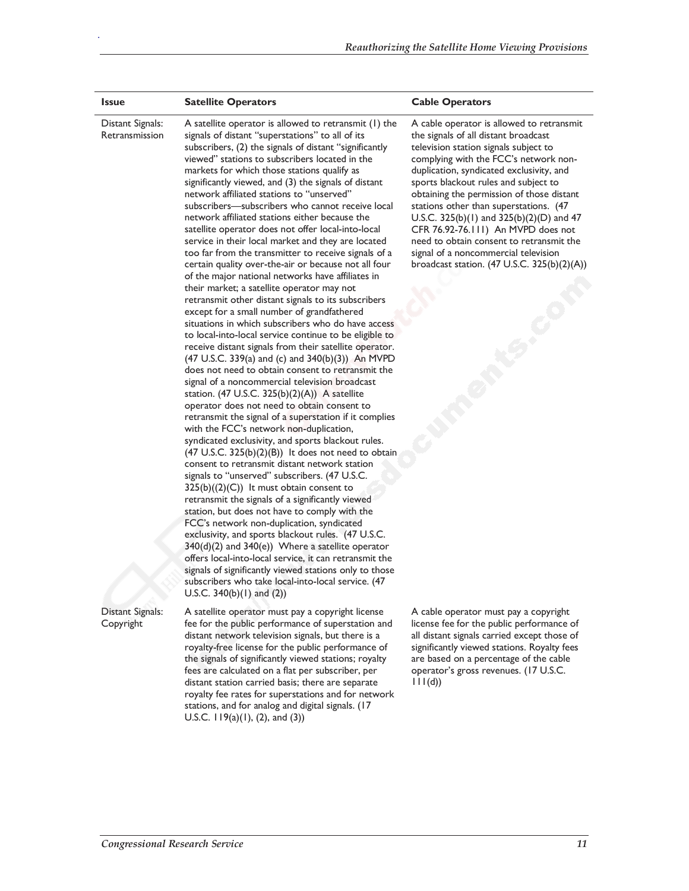| Issue | Satellite Operators | Cable Operators |
|---|---|---|
| Distant Signals: Retransmission | A satellite operator is allowed to retransmit (1) the signals of distant "superstations" to all of its subscribers, (2) the signals of distant "significantly viewed" stations to subscribers located in the markets for which those stations qualify as significantly viewed, and (3) the signals of distant network affiliated stations to "unserved" subscribers—subscribers who cannot receive local network affiliated stations either because the satellite operator does not offer local-into-local service in their local market and they are located too far from the transmitter to receive signals of a certain quality over-the-air or because not all four of the major national networks have affiliates in their market; a satellite operator may not retransmit other distant signals to its subscribers except for a small number of grandfathered situations in which subscribers who do have access to local-into-local service continue to be eligible to receive distant signals from their satellite operator. (47 U.S.C. 339(a) and (c) and 340(b)(3)) An MVPD does not need to obtain consent to retransmit the signal of a noncommercial television broadcast station. (47 U.S.C. 325(b)(2)(A)) A satellite operator does not need to obtain consent to retransmit the signal of a superstation if it complies with the FCC's network non-duplication, syndicated exclusivity, and sports blackout rules. (47 U.S.C. 325(b)(2)(B)) It does not need to obtain consent to retransmit distant network station signals to "unserved" subscribers. (47 U.S.C. 325(b)((2)(C)) It must obtain consent to retransmit the signals of a significantly viewed station, but does not have to comply with the FCC's network non-duplication, syndicated exclusivity, and sports blackout rules. (47 U.S.C. 340(d)(2) and 340(e)) Where a satellite operator offers local-into-local service, it can retransmit the signals of significantly viewed stations only to those subscribers who take local-into-local service. (47 U.S.C. 340(b)(1) and (2)) | A cable operator is allowed to retransmit the signals of all distant broadcast television station signals subject to complying with the FCC's network non-duplication, syndicated exclusivity, and sports blackout rules and subject to obtaining the permission of those distant stations other than superstations. (47 U.S.C. 325(b)(1) and 325(b)(2)(D) and 47 CFR 76.92-76.111) An MVPD does not need to obtain consent to retransmit the signal of a noncommercial television broadcast station. (47 U.S.C. 325(b)(2)(A)) |
| Distant Signals: Copyright | A satellite operator must pay a copyright license fee for the public performance of superstation and distant network television signals, but there is a royalty-free license for the public performance of the signals of significantly viewed stations; royalty fees are calculated on a flat per subscriber, per distant station carried basis; there are separate royalty fee rates for superstations and for network stations, and for analog and digital signals. (17 U.S.C. 119(a)(1), (2), and (3)) | A cable operator must pay a copyright license fee for the public performance of all distant signals carried except those of significantly viewed stations. Royalty fees are based on a percentage of the cable operator's gross revenues. (17 U.S.C. 111(d)) |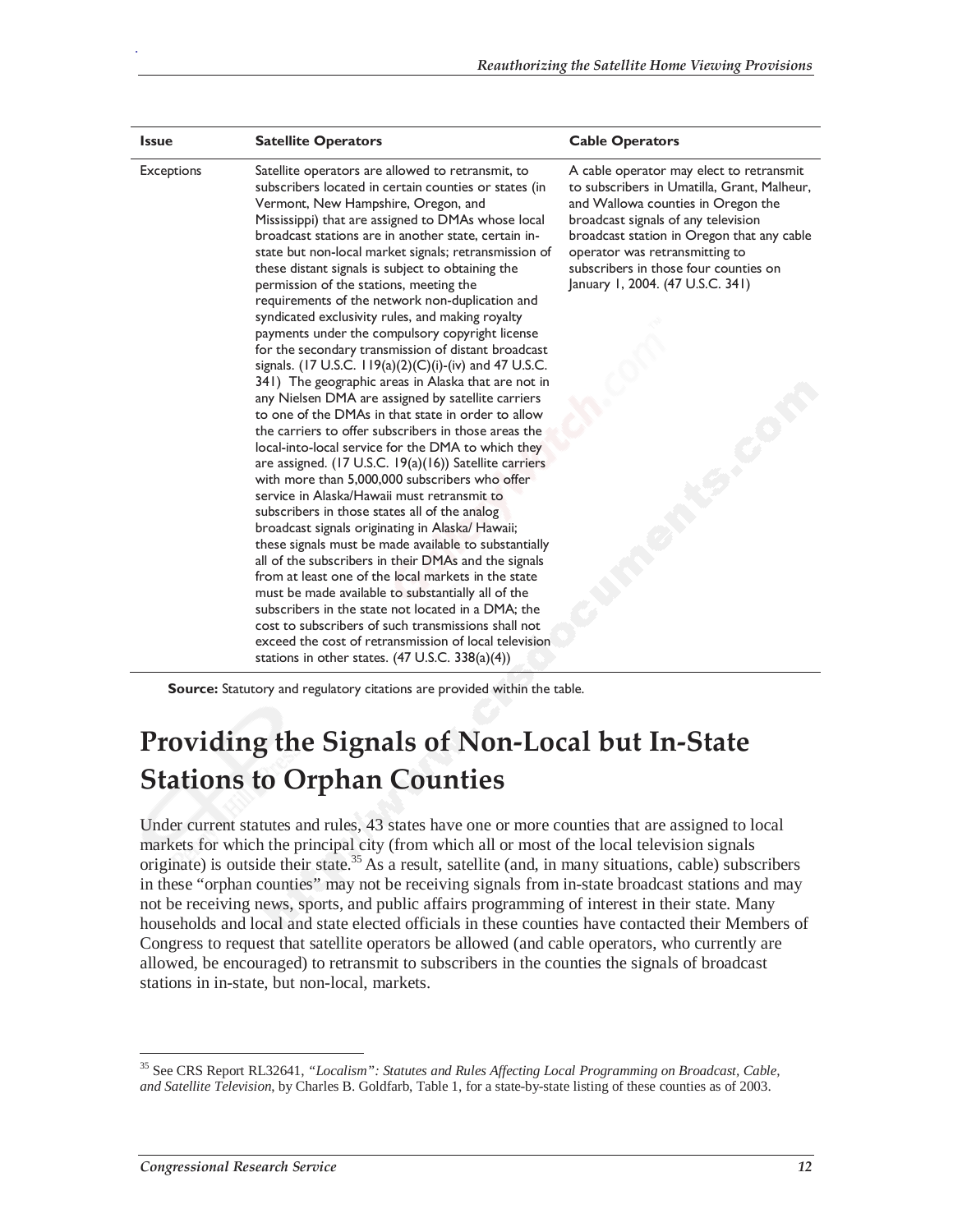| Issue | Satellite Operators | Cable Operators |
| --- | --- | --- |
| Exceptions | Satellite operators are allowed to retransmit, to subscribers located in certain counties or states (in Vermont, New Hampshire, Oregon, and Mississippi) that are assigned to DMAs whose local broadcast stations are in another state, certain in-state but non-local market signals; retransmission of these distant signals is subject to obtaining the permission of the stations, meeting the requirements of the network non-duplication and syndicated exclusivity rules, and making royalty payments under the compulsory copyright license for the secondary transmission of distant broadcast signals. (17 U.S.C. 119(a)(2)(C)(i)-(iv) and 47 U.S.C. 341) The geographic areas in Alaska that are not in any Nielsen DMA are assigned by satellite carriers to one of the DMAs in that state in order to allow the carriers to offer subscribers in those areas the local-into-local service for the DMA to which they are assigned. (17 U.S.C. 19(a)(16)) Satellite carriers with more than 5,000,000 subscribers who offer service in Alaska/Hawaii must retransmit to subscribers in those states all of the analog broadcast signals originating in Alaska/ Hawaii; these signals must be made available to substantially all of the subscribers in their DMAs and the signals from at least one of the local markets in the state must be made available to substantially all of the subscribers in the state not located in a DMA; the cost to subscribers of such transmissions shall not exceed the cost of retransmission of local television stations in other states. (47 U.S.C. 338(a)(4)) | A cable operator may elect to retransmit to subscribers in Umatilla, Grant, Malheur, and Wallowa counties in Oregon the broadcast signals of any television broadcast station in Oregon that any cable operator was retransmitting to subscribers in those four counties on January 1, 2004. (47 U.S.C. 341) |

**Source:** Statutory and regulatory citations are provided within the table.

# Providing the Signals of Non-Local but In-State Stations to Orphan Counties

Under current statutes and rules, 43 states have one or more counties that are assigned to local markets for which the principal city (from which all or most of the local television signals originate) is outside their state.[35] As a result, satellite (and, in many situations, cable) subscribers in these "orphan counties" may not be receiving signals from in-state broadcast stations and may not be receiving news, sports, and public affairs programming of interest in their state. Many households and local and state elected officials in these counties have contacted their Members of Congress to request that satellite operators be allowed (and cable operators, who currently are allowed, be encouraged) to retransmit to subscribers in the counties the signals of broadcast stations in in-state, but non-local, markets.

[35] See CRS Report RL32641, *"Localism": Statutes and Rules Affecting Local Programming on Broadcast, Cable, and Satellite Television*, by Charles B. Goldfarb, Table 1, for a state-by-state listing of these counties as of 2003.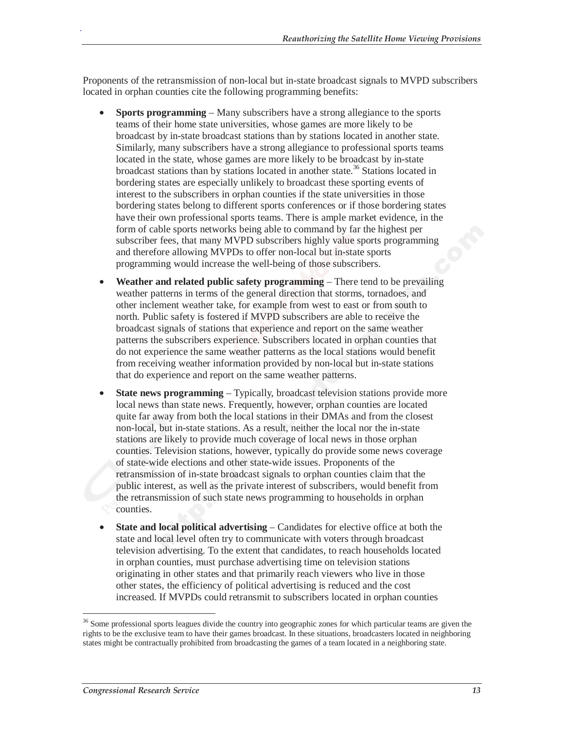Proponents of the retransmission of non-local but in-state broadcast signals to MVPD subscribers located in orphan counties cite the following programming benefits:

- **Sports programming** – Many subscribers have a strong allegiance to the sports teams of their home state universities, whose games are more likely to be broadcast by in-state broadcast stations than by stations located in another state. Similarly, many subscribers have a strong allegiance to professional sports teams located in the state, whose games are more likely to be broadcast by in-state broadcast stations than by stations located in another state.[36] Stations located in bordering states are especially unlikely to broadcast these sporting events of interest to the subscribers in orphan counties if the state universities in those bordering states belong to different sports conferences or if those bordering states have their own professional sports teams. There is ample market evidence, in the form of cable sports networks being able to command by far the highest per subscriber fees, that many MVPD subscribers highly value sports programming and therefore allowing MVPDs to offer non-local but in-state sports programming would increase the well-being of those subscribers.
- **Weather and related public safety programming** – There tend to be prevailing weather patterns in terms of the general direction that storms, tornadoes, and other inclement weather take, for example from west to east or from south to north. Public safety is fostered if MVPD subscribers are able to receive the broadcast signals of stations that experience and report on the same weather patterns the subscribers experience. Subscribers located in orphan counties that do not experience the same weather patterns as the local stations would benefit from receiving weather information provided by non-local but in-state stations that do experience and report on the same weather patterns.
- **State news programming** – Typically, broadcast television stations provide more local news than state news. Frequently, however, orphan counties are located quite far away from both the local stations in their DMAs and from the closest non-local, but in-state stations. As a result, neither the local nor the in-state stations are likely to provide much coverage of local news in those orphan counties. Television stations, however, typically do provide some news coverage of state-wide elections and other state-wide issues. Proponents of the retransmission of in-state broadcast signals to orphan counties claim that the public interest, as well as the private interest of subscribers, would benefit from the retransmission of such state news programming to households in orphan counties.
- **State and local political advertising** – Candidates for elective office at both the state and local level often try to communicate with voters through broadcast television advertising. To the extent that candidates, to reach households located in orphan counties, must purchase advertising time on television stations originating in other states and that primarily reach viewers who live in those other states, the efficiency of political advertising is reduced and the cost increased. If MVPDs could retransmit to subscribers located in orphan counties

---

[36] Some professional sports leagues divide the country into geographic zones for which particular teams are given the rights to be the exclusive team to have their games broadcast. In these situations, broadcasters located in neighboring states might be contractually prohibited from broadcasting the games of a team located in a neighboring state.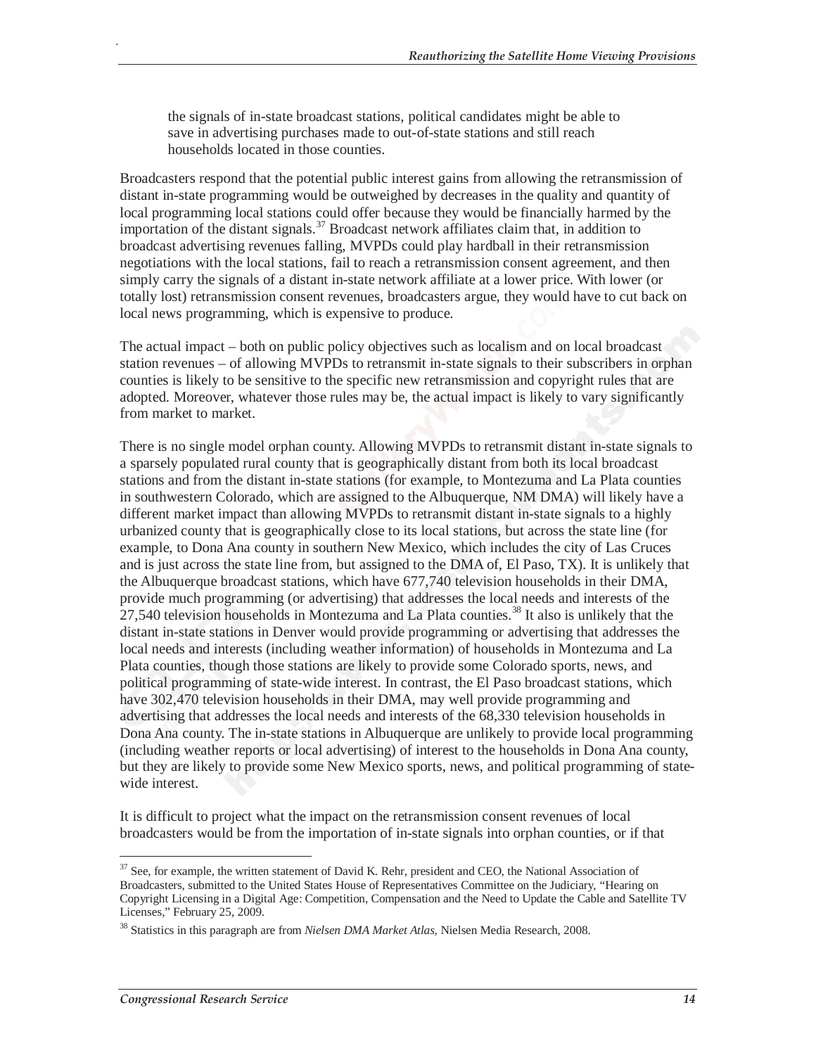the signals of in-state broadcast stations, political candidates might be able to save in advertising purchases made to out-of-state stations and still reach households located in those counties.

Broadcasters respond that the potential public interest gains from allowing the retransmission of distant in-state programming would be outweighed by decreases in the quality and quantity of local programming local stations could offer because they would be financially harmed by the importation of the distant signals.[37] Broadcast network affiliates claim that, in addition to broadcast advertising revenues falling, MVPDs could play hardball in their retransmission negotiations with the local stations, fail to reach a retransmission consent agreement, and then simply carry the signals of a distant in-state network affiliate at a lower price. With lower (or totally lost) retransmission consent revenues, broadcasters argue, they would have to cut back on local news programming, which is expensive to produce.

The actual impact – both on public policy objectives such as localism and on local broadcast station revenues – of allowing MVPDs to retransmit in-state signals to their subscribers in orphan counties is likely to be sensitive to the specific new retransmission and copyright rules that are adopted. Moreover, whatever those rules may be, the actual impact is likely to vary significantly from market to market.

There is no single model orphan county. Allowing MVPDs to retransmit distant in-state signals to a sparsely populated rural county that is geographically distant from both its local broadcast stations and from the distant in-state stations (for example, to Montezuma and La Plata counties in southwestern Colorado, which are assigned to the Albuquerque, NM DMA) will likely have a different market impact than allowing MVPDs to retransmit distant in-state signals to a highly urbanized county that is geographically close to its local stations, but across the state line (for example, to Dona Ana county in southern New Mexico, which includes the city of Las Cruces and is just across the state line from, but assigned to the DMA of, El Paso, TX). It is unlikely that the Albuquerque broadcast stations, which have 677,740 television households in their DMA, provide much programming (or advertising) that addresses the local needs and interests of the 27,540 television households in Montezuma and La Plata counties.[38] It also is unlikely that the distant in-state stations in Denver would provide programming or advertising that addresses the local needs and interests (including weather information) of households in Montezuma and La Plata counties, though those stations are likely to provide some Colorado sports, news, and political programming of state-wide interest. In contrast, the El Paso broadcast stations, which have 302,470 television households in their DMA, may well provide programming and advertising that addresses the local needs and interests of the 68,330 television households in Dona Ana county. The in-state stations in Albuquerque are unlikely to provide local programming (including weather reports or local advertising) of interest to the households in Dona Ana county, but they are likely to provide some New Mexico sports, news, and political programming of state-wide interest.

It is difficult to project what the impact on the retransmission consent revenues of local broadcasters would be from the importation of in-state signals into orphan counties, or if that

---

[37] See, for example, the written statement of David K. Rehr, president and CEO, the National Association of Broadcasters, submitted to the United States House of Representatives Committee on the Judiciary, "Hearing on Copyright Licensing in a Digital Age: Competition, Compensation and the Need to Update the Cable and Satellite TV Licenses," February 25, 2009.

[38] Statistics in this paragraph are from *Nielsen DMA Market Atlas*, Nielsen Media Research, 2008.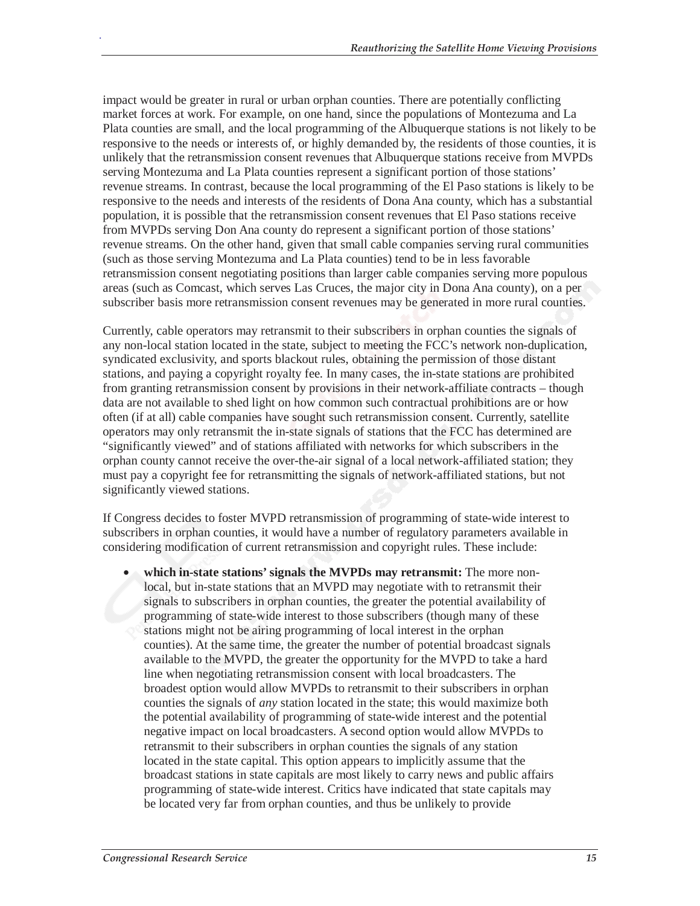impact would be greater in rural or urban orphan counties. There are potentially conflicting market forces at work. For example, on one hand, since the populations of Montezuma and La Plata counties are small, and the local programming of the Albuquerque stations is not likely to be responsive to the needs or interests of, or highly demanded by, the residents of those counties, it is unlikely that the retransmission consent revenues that Albuquerque stations receive from MVPDs serving Montezuma and La Plata counties represent a significant portion of those stations' revenue streams. In contrast, because the local programming of the El Paso stations is likely to be responsive to the needs and interests of the residents of Dona Ana county, which has a substantial population, it is possible that the retransmission consent revenues that El Paso stations receive from MVPDs serving Don Ana county do represent a significant portion of those stations' revenue streams. On the other hand, given that small cable companies serving rural communities (such as those serving Montezuma and La Plata counties) tend to be in less favorable retransmission consent negotiating positions than larger cable companies serving more populous areas (such as Comcast, which serves Las Cruces, the major city in Dona Ana county), on a per subscriber basis more retransmission consent revenues may be generated in more rural counties.

Currently, cable operators may retransmit to their subscribers in orphan counties the signals of any non-local station located in the state, subject to meeting the FCC's network non-duplication, syndicated exclusivity, and sports blackout rules, obtaining the permission of those distant stations, and paying a copyright royalty fee. In many cases, the in-state stations are prohibited from granting retransmission consent by provisions in their network-affiliate contracts – though data are not available to shed light on how common such contractual prohibitions are or how often (if at all) cable companies have sought such retransmission consent. Currently, satellite operators may only retransmit the in-state signals of stations that the FCC has determined are "significantly viewed" and of stations affiliated with networks for which subscribers in the orphan county cannot receive the over-the-air signal of a local network-affiliated station; they must pay a copyright fee for retransmitting the signals of network-affiliated stations, but not significantly viewed stations.

If Congress decides to foster MVPD retransmission of programming of state-wide interest to subscribers in orphan counties, it would have a number of regulatory parameters available in considering modification of current retransmission and copyright rules. These include:

- **which in-state stations' signals the MVPDs may retransmit:** The more non-local, but in-state stations that an MVPD may negotiate with to retransmit their signals to subscribers in orphan counties, the greater the potential availability of programming of state-wide interest to those subscribers (though many of these stations might not be airing programming of local interest in the orphan counties). At the same time, the greater the number of potential broadcast signals available to the MVPD, the greater the opportunity for the MVPD to take a hard line when negotiating retransmission consent with local broadcasters. The broadest option would allow MVPDs to retransmit to their subscribers in orphan counties the signals of *any* station located in the state; this would maximize both the potential availability of programming of state-wide interest and the potential negative impact on local broadcasters. A second option would allow MVPDs to retransmit to their subscribers in orphan counties the signals of any station located in the state capital. This option appears to implicitly assume that the broadcast stations in state capitals are most likely to carry news and public affairs programming of state-wide interest. Critics have indicated that state capitals may be located very far from orphan counties, and thus be unlikely to provide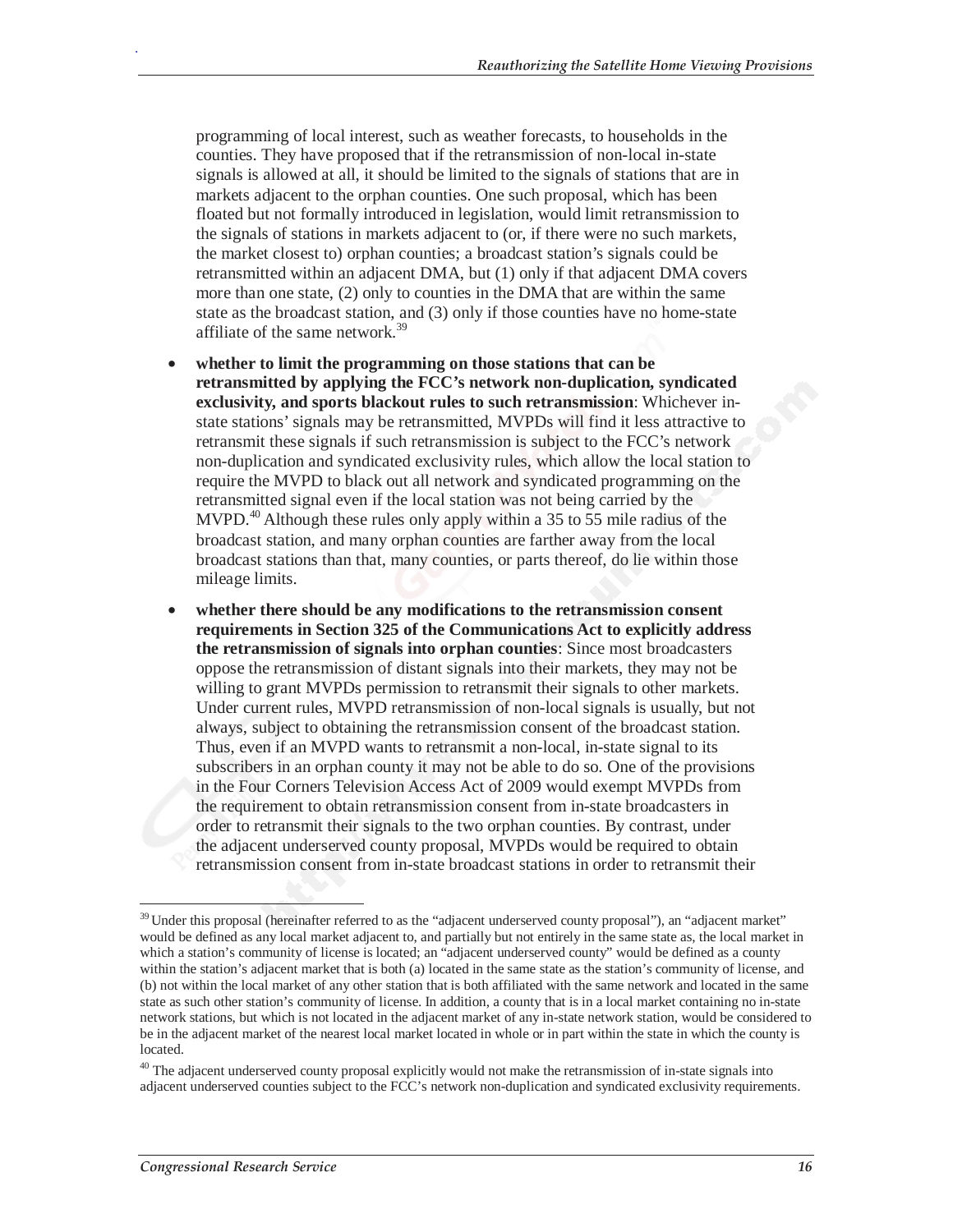programming of local interest, such as weather forecasts, to households in the counties. They have proposed that if the retransmission of non-local in-state signals is allowed at all, it should be limited to the signals of stations that are in markets adjacent to the orphan counties. One such proposal, which has been floated but not formally introduced in legislation, would limit retransmission to the signals of stations in markets adjacent to (or, if there were no such markets, the market closest to) orphan counties; a broadcast station's signals could be retransmitted within an adjacent DMA, but (1) only if that adjacent DMA covers more than one state, (2) only to counties in the DMA that are within the same state as the broadcast station, and (3) only if those counties have no home-state affiliate of the same network.[39]

- **whether to limit the programming on those stations that can be retransmitted by applying the FCC's network non-duplication, syndicated exclusivity, and sports blackout rules to such retransmission**: Whichever in-state stations' signals may be retransmitted, MVPDs will find it less attractive to retransmit these signals if such retransmission is subject to the FCC's network non-duplication and syndicated exclusivity rules, which allow the local station to require the MVPD to black out all network and syndicated programming on the retransmitted signal even if the local station was not being carried by the MVPD.[40] Although these rules only apply within a 35 to 55 mile radius of the broadcast station, and many orphan counties are farther away from the local broadcast stations than that, many counties, or parts thereof, do lie within those mileage limits.
- **whether there should be any modifications to the retransmission consent requirements in Section 325 of the Communications Act to explicitly address the retransmission of signals into orphan counties**: Since most broadcasters oppose the retransmission of distant signals into their markets, they may not be willing to grant MVPDs permission to retransmit their signals to other markets. Under current rules, MVPD retransmission of non-local signals is usually, but not always, subject to obtaining the retransmission consent of the broadcast station. Thus, even if an MVPD wants to retransmit a non-local, in-state signal to its subscribers in an orphan county it may not be able to do so. One of the provisions in the Four Corners Television Access Act of 2009 would exempt MVPDs from the requirement to obtain retransmission consent from in-state broadcasters in order to retransmit their signals to the two orphan counties. By contrast, under the adjacent underserved county proposal, MVPDs would be required to obtain retransmission consent from in-state broadcast stations in order to retransmit their

---

[39] Under this proposal (hereinafter referred to as the "adjacent underserved county proposal"), an "adjacent market" would be defined as any local market adjacent to, and partially but not entirely in the same state as, the local market in which a station's community of license is located; an "adjacent underserved county" would be defined as a county within the station's adjacent market that is both (a) located in the same state as the station's community of license, and (b) not within the local market of any other station that is both affiliated with the same network and located in the same state as such other station's community of license. In addition, a county that is in a local market containing no in-state network stations, but which is not located in the adjacent market of any in-state network station, would be considered to be in the adjacent market of the nearest local market located in whole or in part within the state in which the county is located.

[40] The adjacent underserved county proposal explicitly would not make the retransmission of in-state signals into adjacent underserved counties subject to the FCC's network non-duplication and syndicated exclusivity requirements.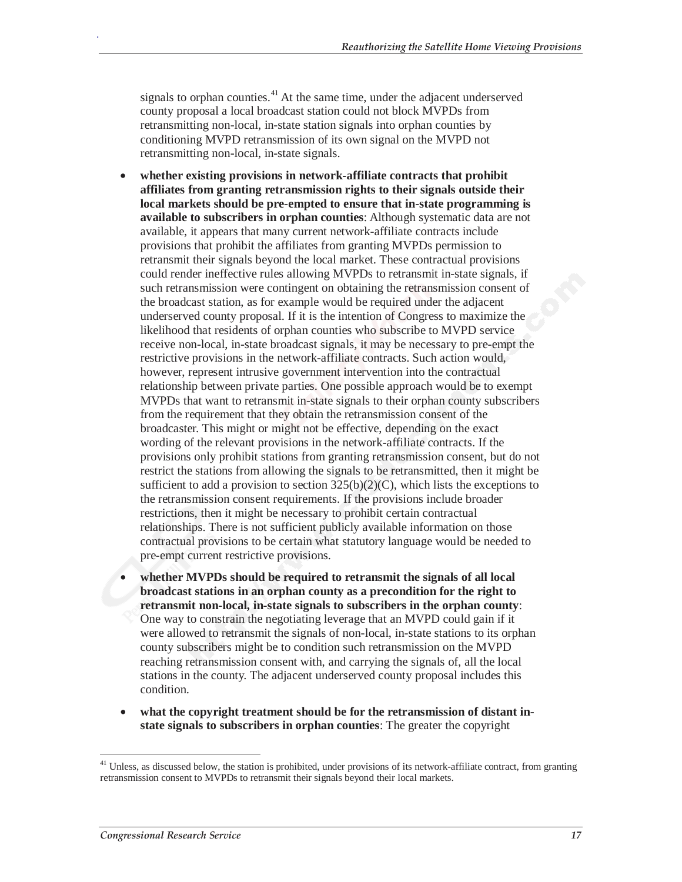signals to orphan counties.[41] At the same time, under the adjacent underserved county proposal a local broadcast station could not block MVPDs from retransmitting non-local, in-state station signals into orphan counties by conditioning MVPD retransmission of its own signal on the MVPD not retransmitting non-local, in-state signals.

- **whether existing provisions in network-affiliate contracts that prohibit affiliates from granting retransmission rights to their signals outside their local markets should be pre-empted to ensure that in-state programming is available to subscribers in orphan counties**: Although systematic data are not available, it appears that many current network-affiliate contracts include provisions that prohibit the affiliates from granting MVPDs permission to retransmit their signals beyond the local market. These contractual provisions could render ineffective rules allowing MVPDs to retransmit in-state signals, if such retransmission were contingent on obtaining the retransmission consent of the broadcast station, as for example would be required under the adjacent underserved county proposal. If it is the intention of Congress to maximize the likelihood that residents of orphan counties who subscribe to MVPD service receive non-local, in-state broadcast signals, it may be necessary to pre-empt the restrictive provisions in the network-affiliate contracts. Such action would, however, represent intrusive government intervention into the contractual relationship between private parties. One possible approach would be to exempt MVPDs that want to retransmit in-state signals to their orphan county subscribers from the requirement that they obtain the retransmission consent of the broadcaster. This might or might not be effective, depending on the exact wording of the relevant provisions in the network-affiliate contracts. If the provisions only prohibit stations from granting retransmission consent, but do not restrict the stations from allowing the signals to be retransmitted, then it might be sufficient to add a provision to section 325(b)(2)(C), which lists the exceptions to the retransmission consent requirements. If the provisions include broader restrictions, then it might be necessary to prohibit certain contractual relationships. There is not sufficient publicly available information on those contractual provisions to be certain what statutory language would be needed to pre-empt current restrictive provisions.
- **whether MVPDs should be required to retransmit the signals of all local broadcast stations in an orphan county as a precondition for the right to retransmit non-local, in-state signals to subscribers in the orphan county**: One way to constrain the negotiating leverage that an MVPD could gain if it were allowed to retransmit the signals of non-local, in-state stations to its orphan county subscribers might be to condition such retransmission on the MVPD reaching retransmission consent with, and carrying the signals of, all the local stations in the county. The adjacent underserved county proposal includes this condition.
- **what the copyright treatment should be for the retransmission of distant in-state signals to subscribers in orphan counties**: The greater the copyright

[41] Unless, as discussed below, the station is prohibited, under provisions of its network-affiliate contract, from granting retransmission consent to MVPDs to retransmit their signals beyond their local markets.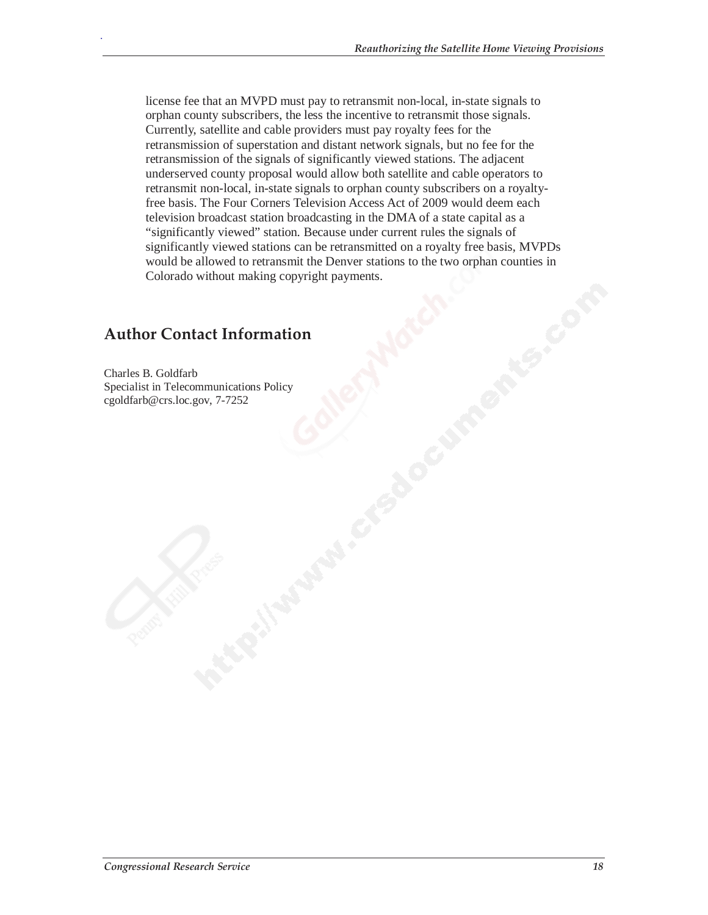license fee that an MVPD must pay to retransmit non-local, in-state signals to orphan county subscribers, the less the incentive to retransmit those signals. Currently, satellite and cable providers must pay royalty fees for the retransmission of superstation and distant network signals, but no fee for the retransmission of the signals of significantly viewed stations. The adjacent underserved county proposal would allow both satellite and cable operators to retransmit non-local, in-state signals to orphan county subscribers on a royalty-free basis. The Four Corners Television Access Act of 2009 would deem each television broadcast station broadcasting in the DMA of a state capital as a "significantly viewed" station. Because under current rules the signals of significantly viewed stations can be retransmitted on a royalty free basis, MVPDs would be allowed to retransmit the Denver stations to the two orphan counties in Colorado without making copyright payments.

## Author Contact Information

Charles B. Goldfarb
Specialist in Telecommunications Policy
cgoldfarb@crs.loc.gov, 7-7252